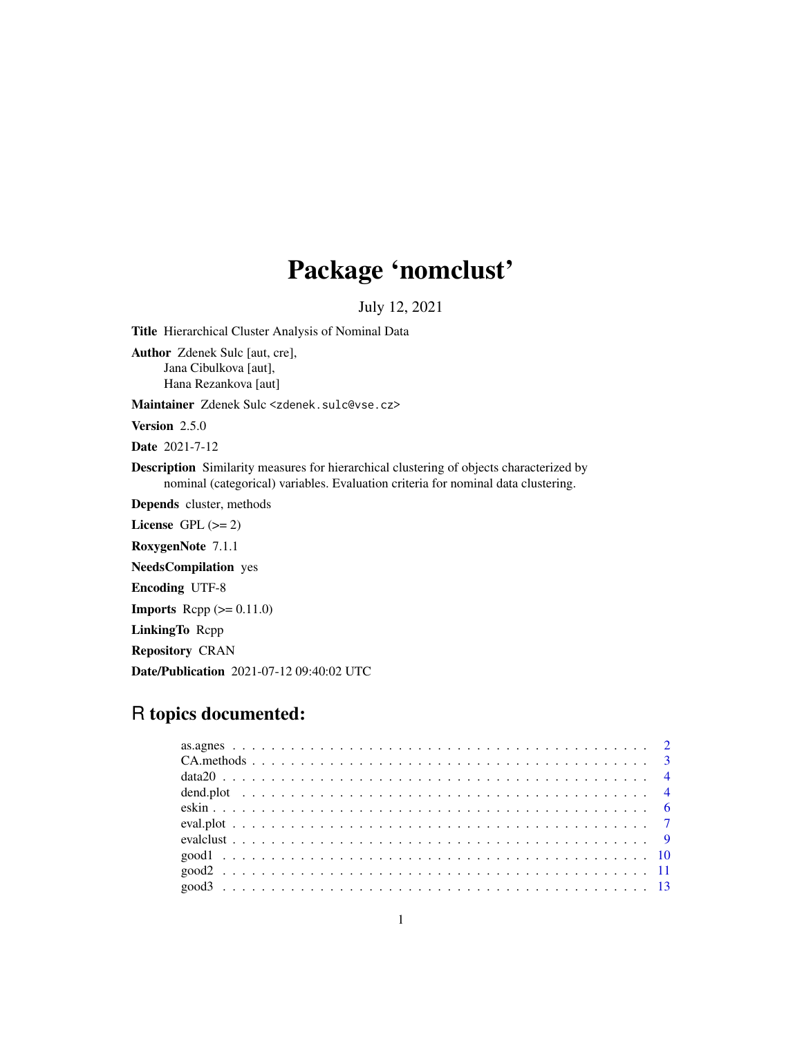# Package 'nomclust'

July 12, 2021

**Title** Hierarchical Cluster Analysis of Nominal Data

**Author** Zdenek Sulc [aut, cre],
Jana Cibulkova [aut],
Hana Rezankova [aut]

**Maintainer** Zdenek Sulc <zdenek.sulc@vse.cz>

**Version** 2.5.0

**Date** 2021-7-12

**Description** Similarity measures for hierarchical clustering of objects characterized by nominal (categorical) variables. Evaluation criteria for nominal data clustering.

**Depends** cluster, methods

**License** GPL (>= 2)

**RoxygenNote** 7.1.1

**NeedsCompilation** yes

**Encoding** UTF-8

**Imports** Rcpp (>= 0.11.0)

**LinkingTo** Rcpp

**Repository** CRAN

**Date/Publication** 2021-07-12 09:40:02 UTC

## R topics documented:

| | |
|---|---|
| as.agnes | 2 |
| CA.methods | 3 |
| data20 | 4 |
| dend.plot | 4 |
| eskin | 6 |
| eval.plot | 7 |
| evalclust | 9 |
| good1 | 10 |
| good2 | 11 |
| good3 | 13 |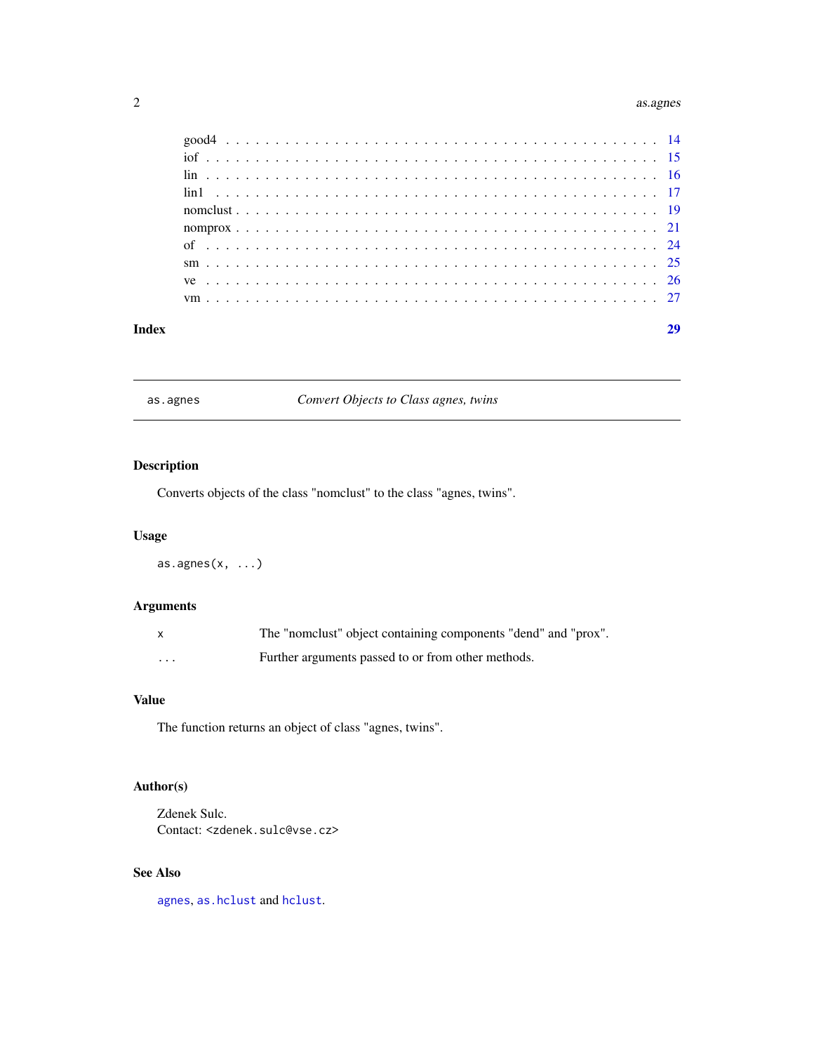good4 . . . . . . . . . . . . . . . . . . . . . . . . . . . . . . . . . . . . . . . . . . . . 14
iof . . . . . . . . . . . . . . . . . . . . . . . . . . . . . . . . . . . . . . . . . . . . . 15
lin . . . . . . . . . . . . . . . . . . . . . . . . . . . . . . . . . . . . . . . . . . . . . 16
lin1 . . . . . . . . . . . . . . . . . . . . . . . . . . . . . . . . . . . . . . . . . . . . 17
nomclust . . . . . . . . . . . . . . . . . . . . . . . . . . . . . . . . . . . . . . . . . . 19
nomprox . . . . . . . . . . . . . . . . . . . . . . . . . . . . . . . . . . . . . . . . . . 21
of . . . . . . . . . . . . . . . . . . . . . . . . . . . . . . . . . . . . . . . . . . . . . 24
sm . . . . . . . . . . . . . . . . . . . . . . . . . . . . . . . . . . . . . . . . . . . . . 25
ve . . . . . . . . . . . . . . . . . . . . . . . . . . . . . . . . . . . . . . . . . . . . . 26
vm . . . . . . . . . . . . . . . . . . . . . . . . . . . . . . . . . . . . . . . . . . . . . 27

**Index** **29**

---

`as.agnes` *Convert Objects to Class agnes, twins*

---

## Description

Converts objects of the class "nomclust" to the class "agnes, twins".

## Usage

```
as.agnes(x, ...)
```

## Arguments

| | |
|---|---|
| `x` | The "nomclust" object containing components "dend" and "prox". |
| `...` | Further arguments passed to or from other methods. |

## Value

The function returns an object of class "agnes, twins".

## Author(s)

Zdenek Sulc.
Contact: `<zdenek.sulc@vse.cz>`

## See Also

`agnes`, `as.hclust` and `hclust`.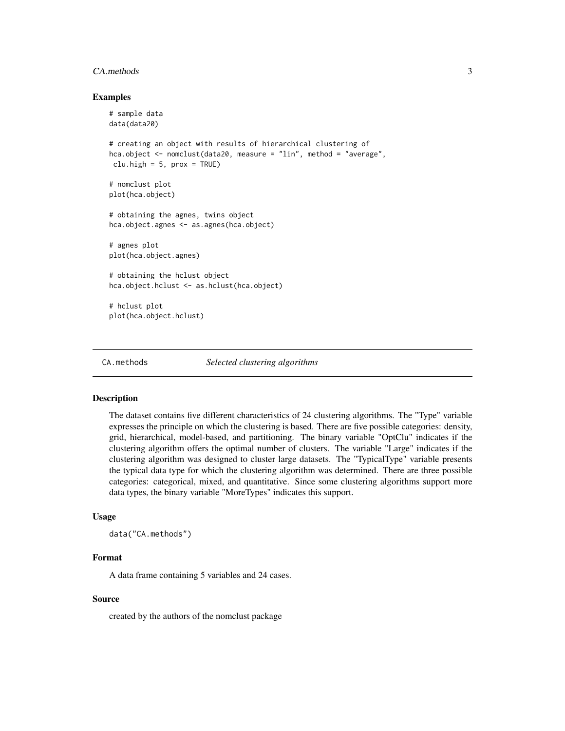## Examples

```
# sample data
data(data20)

# creating an object with results of hierarchical clustering of
hca.object <- nomclust(data20, measure = "lin", method = "average",
 clu.high = 5, prox = TRUE)

# nomclust plot
plot(hca.object)

# obtaining the agnes, twins object
hca.object.agnes <- as.agnes(hca.object)

# agnes plot
plot(hca.object.agnes)

# obtaining the hclust object
hca.object.hclust <- as.hclust(hca.object)

# hclust plot
plot(hca.object.hclust)
```

---

# CA.methods *Selected clustering algorithms*

---

## Description

The dataset contains five different characteristics of 24 clustering algorithms. The "Type" variable expresses the principle on which the clustering is based. There are five possible categories: density, grid, hierarchical, model-based, and partitioning. The binary variable "OptClu" indicates if the clustering algorithm offers the optimal number of clusters. The variable "Large" indicates if the clustering algorithm was designed to cluster large datasets. The "TypicalType" variable presents the typical data type for which the clustering algorithm was determined. There are three possible categories: categorical, mixed, and quantitative. Since some clustering algorithms support more data types, the binary variable "MoreTypes" indicates this support.

## Usage

```
data("CA.methods")
```

## Format

A data frame containing 5 variables and 24 cases.

## Source

created by the authors of the nomclust package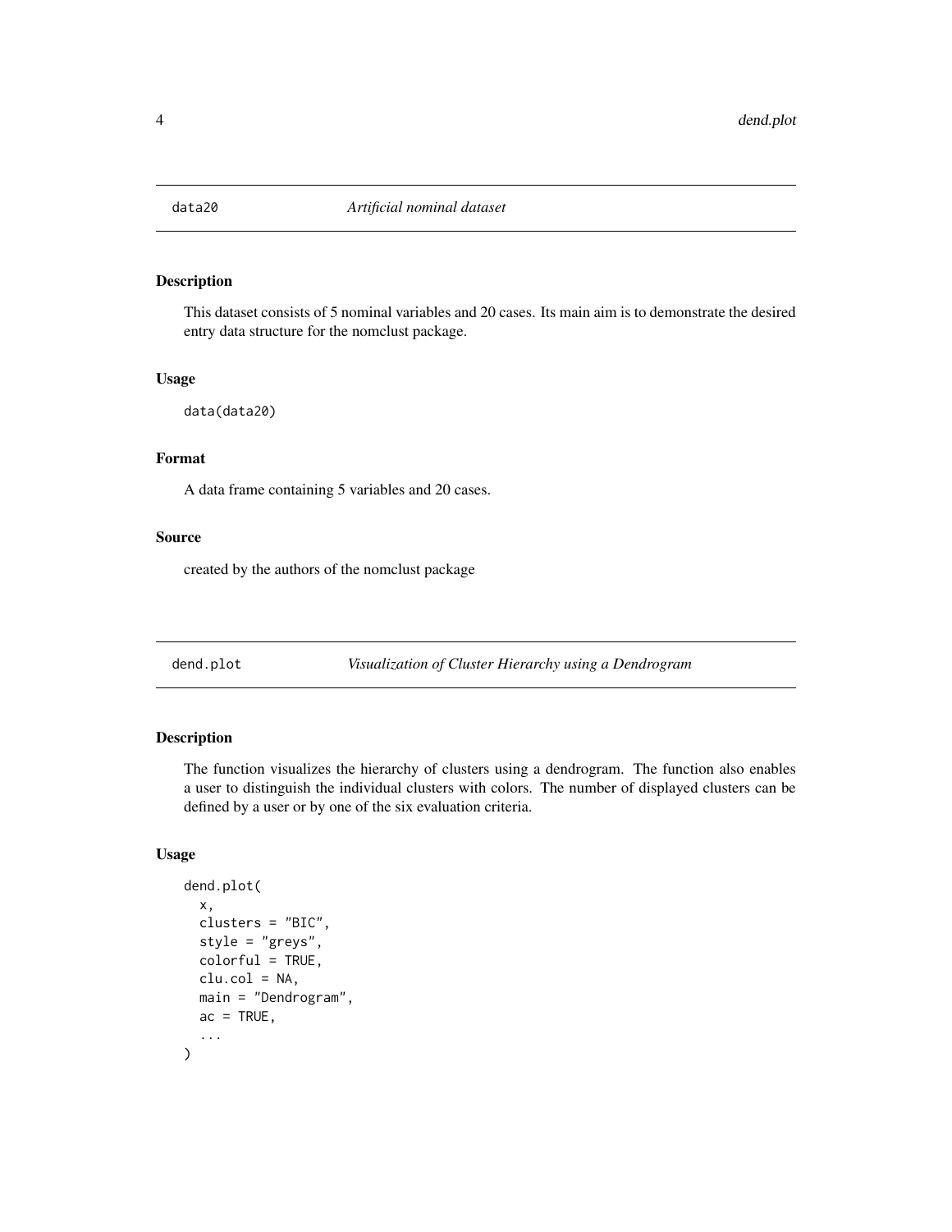## data20 — *Artificial nominal dataset*

### Description

This dataset consists of 5 nominal variables and 20 cases. Its main aim is to demonstrate the desired entry data structure for the nomclust package.

### Usage

```
data(data20)
```

### Format

A data frame containing 5 variables and 20 cases.

### Source

created by the authors of the nomclust package

## dend.plot — *Visualization of Cluster Hierarchy using a Dendrogram*

### Description

The function visualizes the hierarchy of clusters using a dendrogram. The function also enables a user to distinguish the individual clusters with colors. The number of displayed clusters can be defined by a user or by one of the six evaluation criteria.

### Usage

```
dend.plot(
  x,
  clusters = "BIC",
  style = "greys",
  colorful = TRUE,
  clu.col = NA,
  main = "Dendrogram",
  ac = TRUE,
  ...
)
```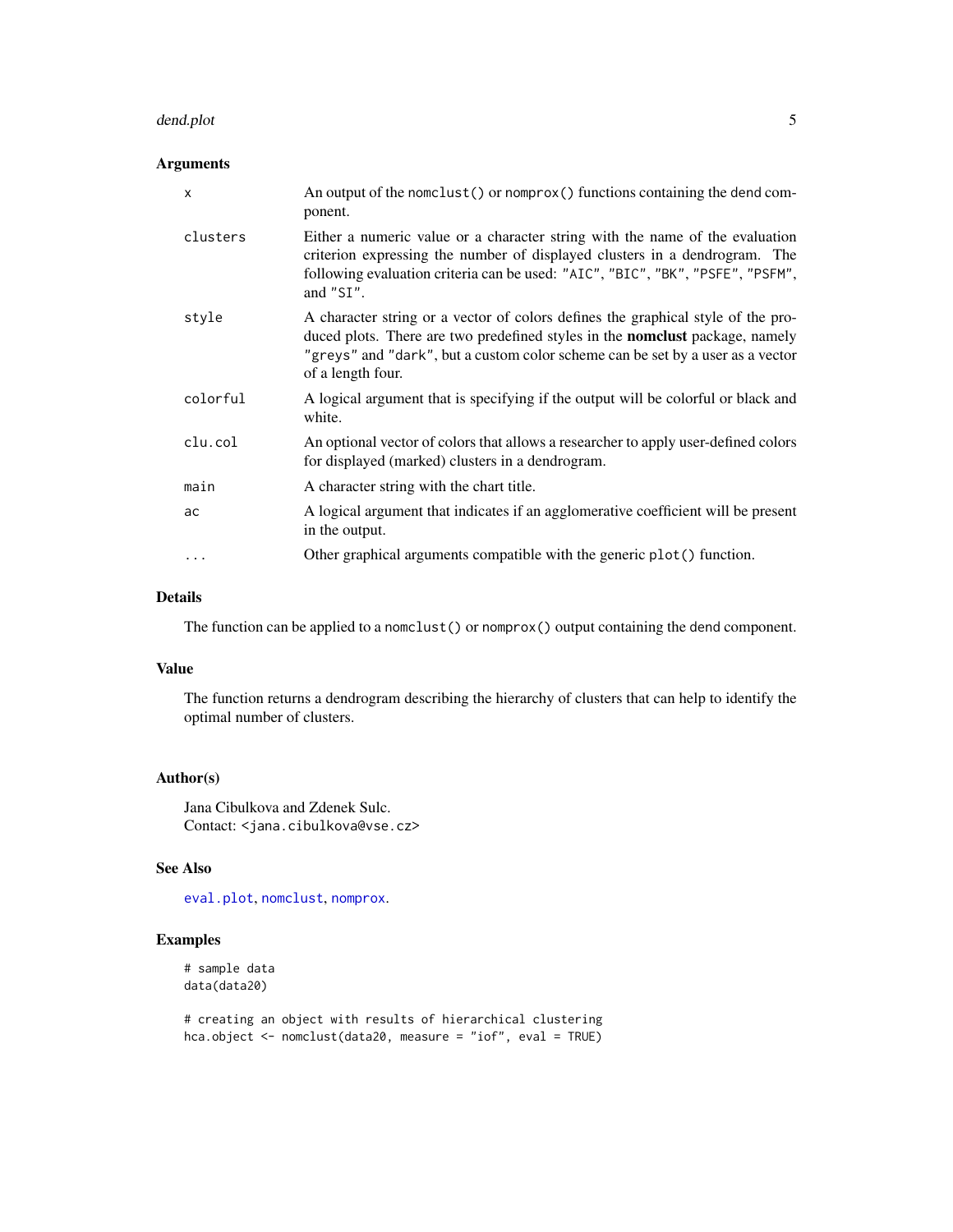## Arguments

| | |
|---|---|
| `x` | An output of the `nomclust()` or `nomprox()` functions containing the `dend` component. |
| `clusters` | Either a numeric value or a character string with the name of the evaluation criterion expressing the number of displayed clusters in a dendrogram. The following evaluation criteria can be used: `"AIC"`, `"BIC"`, `"BK"`, `"PSFE"`, `"PSFM"`, and `"SI"`. |
| `style` | A character string or a vector of colors defines the graphical style of the produced plots. There are two predefined styles in the **nomclust** package, namely `"greys"` and `"dark"`, but a custom color scheme can be set by a user as a vector of a length four. |
| `colorful` | A logical argument that is specifying if the output will be colorful or black and white. |
| `clu.col` | An optional vector of colors that allows a researcher to apply user-defined colors for displayed (marked) clusters in a dendrogram. |
| `main` | A character string with the chart title. |
| `ac` | A logical argument that indicates if an agglomerative coefficient will be present in the output. |
| `...` | Other graphical arguments compatible with the generic `plot()` function. |

## Details

The function can be applied to a `nomclust()` or `nomprox()` output containing the `dend` component.

## Value

The function returns a dendrogram describing the hierarchy of clusters that can help to identify the optimal number of clusters.

## Author(s)

Jana Cibulkova and Zdenek Sulc.
Contact: <jana.cibulkova@vse.cz>

## See Also

`eval.plot`, `nomclust`, `nomprox`.

## Examples

```
# sample data
data(data20)

# creating an object with results of hierarchical clustering
hca.object <- nomclust(data20, measure = "iof", eval = TRUE)
```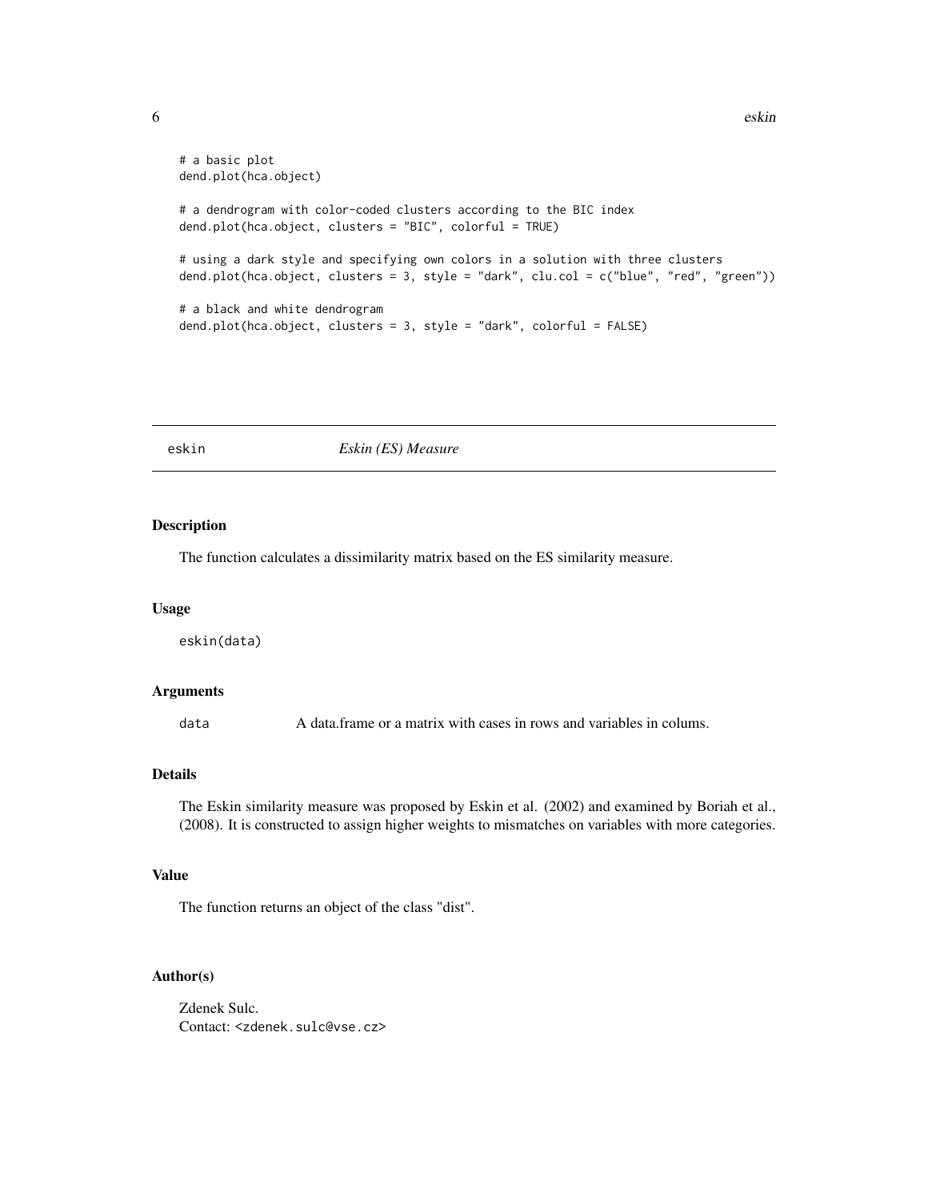```
# a basic plot
dend.plot(hca.object)

# a dendrogram with color-coded clusters according to the BIC index
dend.plot(hca.object, clusters = "BIC", colorful = TRUE)

# using a dark style and specifying own colors in a solution with three clusters
dend.plot(hca.object, clusters = 3, style = "dark", clu.col = c("blue", "red", "green"))

# a black and white dendrogram
dend.plot(hca.object, clusters = 3, style = "dark", colorful = FALSE)
```

---

## eskin — *Eskin (ES) Measure*

---

### Description

The function calculates a dissimilarity matrix based on the ES similarity measure.

### Usage

```
eskin(data)
```

### Arguments

data — A data.frame or a matrix with cases in rows and variables in colums.

### Details

The Eskin similarity measure was proposed by Eskin et al. (2002) and examined by Boriah et al., (2008). It is constructed to assign higher weights to mismatches on variables with more categories.

### Value

The function returns an object of the class "dist".

### Author(s)

Zdenek Sulc.
Contact: <zdenek.sulc@vse.cz>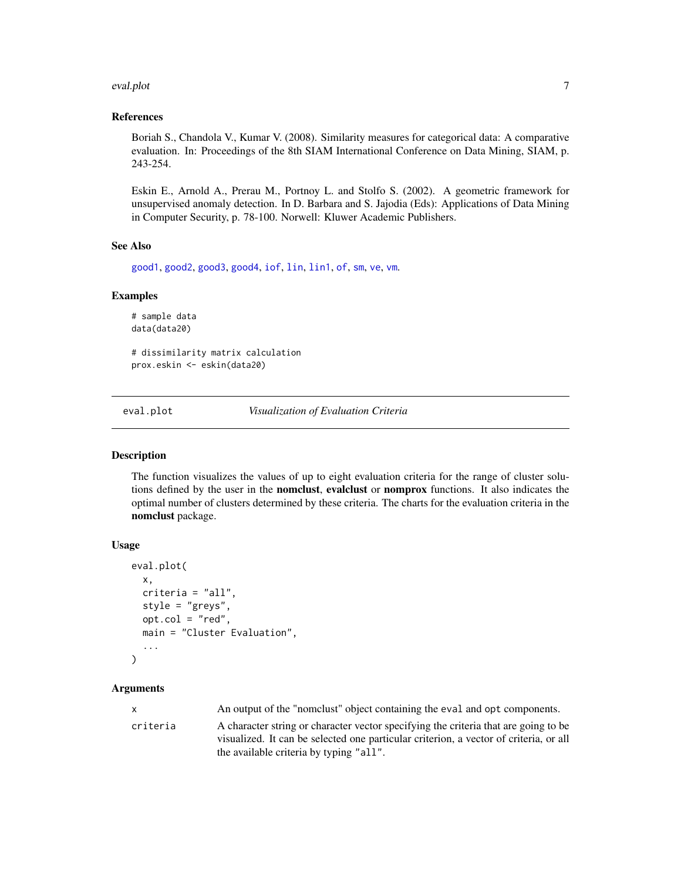### References

Boriah S., Chandola V., Kumar V. (2008). Similarity measures for categorical data: A comparative evaluation. In: Proceedings of the 8th SIAM International Conference on Data Mining, SIAM, p. 243-254.

Eskin E., Arnold A., Prerau M., Portnoy L. and Stolfo S. (2002). A geometric framework for unsupervised anomaly detection. In D. Barbara and S. Jajodia (Eds): Applications of Data Mining in Computer Security, p. 78-100. Norwell: Kluwer Academic Publishers.

### See Also

`good1`, `good2`, `good3`, `good4`, `iof`, `lin`, `lin1`, `of`, `sm`, `ve`, `vm`.

### Examples

```
# sample data
data(data20)

# dissimilarity matrix calculation
prox.eskin <- eskin(data20)
```

---

## eval.plot — *Visualization of Evaluation Criteria*

### Description

The function visualizes the values of up to eight evaluation criteria for the range of cluster solutions defined by the user in the **nomclust**, **evalclust** or **nomprox** functions. It also indicates the optimal number of clusters determined by these criteria. The charts for the evaluation criteria in the **nomclust** package.

### Usage

```
eval.plot(
  x,
  criteria = "all",
  style = "greys",
  opt.col = "red",
  main = "Cluster Evaluation",
  ...
)
```

### Arguments

| | |
|---|---|
| `x` | An output of the "nomclust" object containing the `eval` and `opt` components. |
| `criteria` | A character string or character vector specifying the criteria that are going to be visualized. It can be selected one particular criterion, a vector of criteria, or all the available criteria by typing `"all"`. |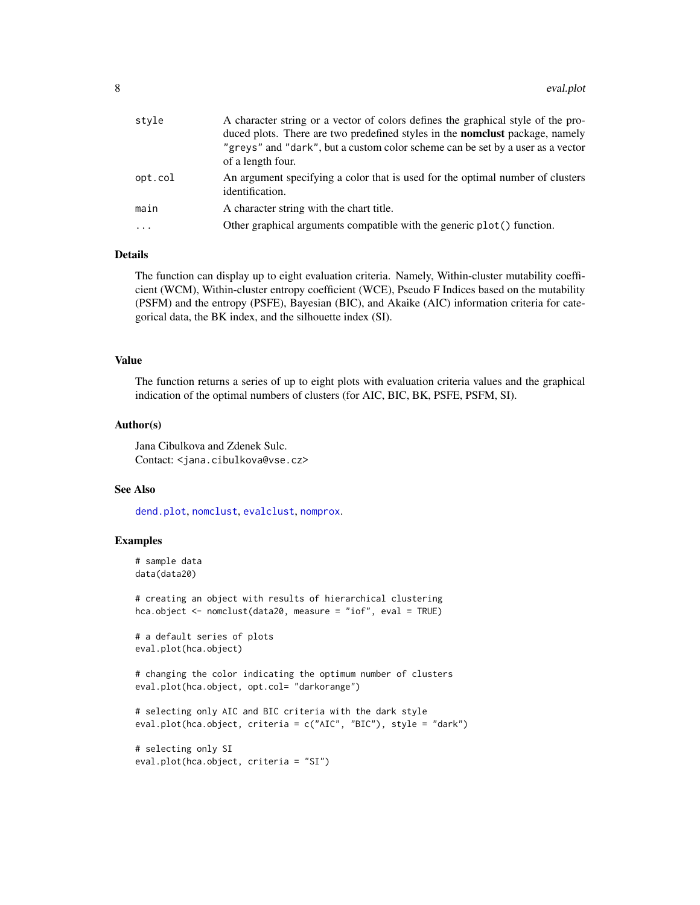| | |
|---|---|
| style | A character string or a vector of colors defines the graphical style of the produced plots. There are two predefined styles in the **nomclust** package, namely "greys" and "dark", but a custom color scheme can be set by a user as a vector of a length four. |
| opt.col | An argument specifying a color that is used for the optimal number of clusters identification. |
| main | A character string with the chart title. |
| ... | Other graphical arguments compatible with the generic plot() function. |

## Details

The function can display up to eight evaluation criteria. Namely, Within-cluster mutability coefficient (WCM), Within-cluster entropy coefficient (WCE), Pseudo F Indices based on the mutability (PSFM) and the entropy (PSFE), Bayesian (BIC), and Akaike (AIC) information criteria for categorical data, the BK index, and the silhouette index (SI).

## Value

The function returns a series of up to eight plots with evaluation criteria values and the graphical indication of the optimal numbers of clusters (for AIC, BIC, BK, PSFE, PSFM, SI).

## Author(s)

Jana Cibulkova and Zdenek Sulc.
Contact: <jana.cibulkova@vse.cz>

## See Also

dend.plot, nomclust, evalclust, nomprox.

## Examples

```
# sample data
data(data20)

# creating an object with results of hierarchical clustering
hca.object <- nomclust(data20, measure = "iof", eval = TRUE)

# a default series of plots
eval.plot(hca.object)

# changing the color indicating the optimum number of clusters
eval.plot(hca.object, opt.col= "darkorange")

# selecting only AIC and BIC criteria with the dark style
eval.plot(hca.object, criteria = c("AIC", "BIC"), style = "dark")

# selecting only SI
eval.plot(hca.object, criteria = "SI")
```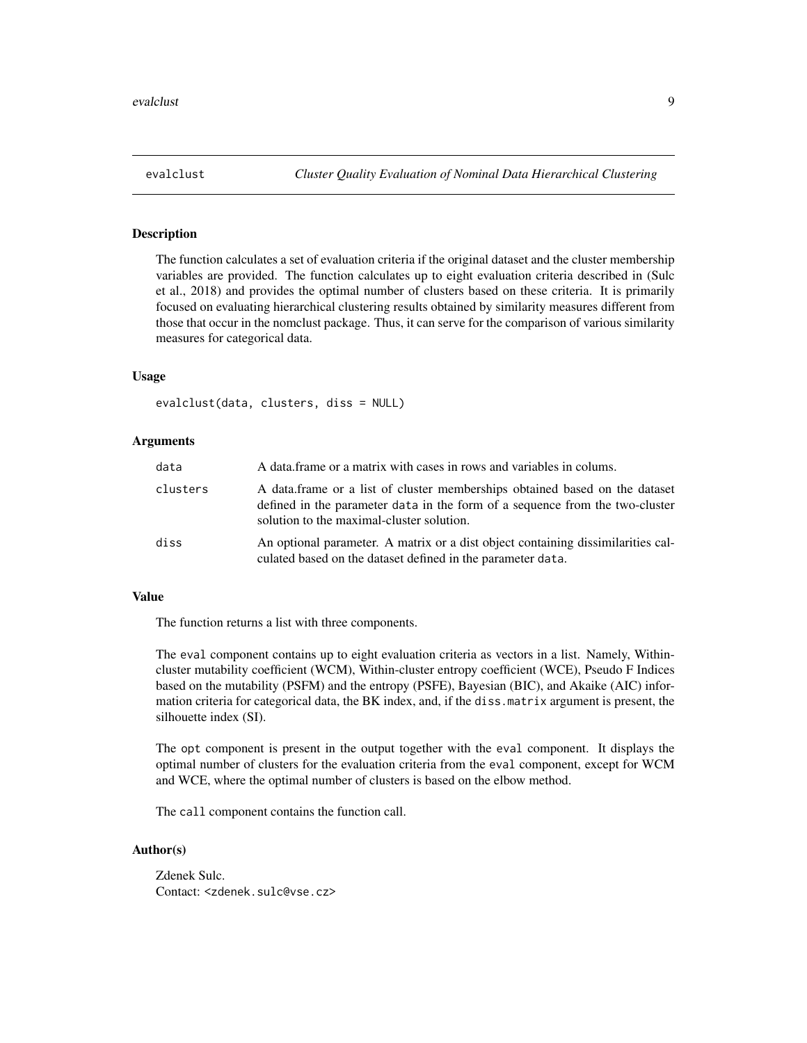evalclust *Cluster Quality Evaluation of Nominal Data Hierarchical Clustering*

### Description

The function calculates a set of evaluation criteria if the original dataset and the cluster membership variables are provided. The function calculates up to eight evaluation criteria described in (Sulc et al., 2018) and provides the optimal number of clusters based on these criteria. It is primarily focused on evaluating hierarchical clustering results obtained by similarity measures different from those that occur in the nomclust package. Thus, it can serve for the comparison of various similarity measures for categorical data.

### Usage

```
evalclust(data, clusters, diss = NULL)
```

### Arguments

| | |
|---|---|
| data | A data.frame or a matrix with cases in rows and variables in colums. |
| clusters | A data.frame or a list of cluster memberships obtained based on the dataset defined in the parameter data in the form of a sequence from the two-cluster solution to the maximal-cluster solution. |
| diss | An optional parameter. A matrix or a dist object containing dissimilarities calculated based on the dataset defined in the parameter data. |

### Value

The function returns a list with three components.

The eval component contains up to eight evaluation criteria as vectors in a list. Namely, Within-cluster mutability coefficient (WCM), Within-cluster entropy coefficient (WCE), Pseudo F Indices based on the mutability (PSFM) and the entropy (PSFE), Bayesian (BIC), and Akaike (AIC) information criteria for categorical data, the BK index, and, if the diss.matrix argument is present, the silhouette index (SI).

The opt component is present in the output together with the eval component. It displays the optimal number of clusters for the evaluation criteria from the eval component, except for WCM and WCE, where the optimal number of clusters is based on the elbow method.

The call component contains the function call.

### Author(s)

Zdenek Sulc.
Contact: <zdenek.sulc@vse.cz>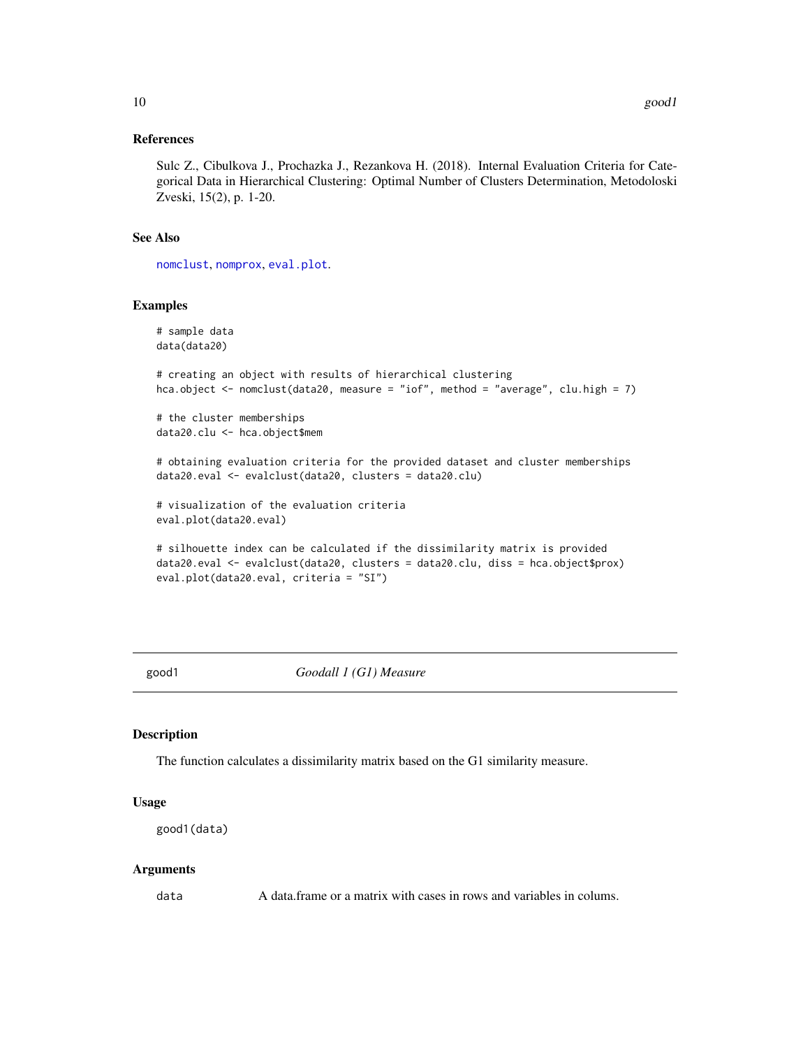### References

Sulc Z., Cibulkova J., Prochazka J., Rezankova H. (2018). Internal Evaluation Criteria for Categorical Data in Hierarchical Clustering: Optimal Number of Clusters Determination, Metodoloski Zveski, 15(2), p. 1-20.

### See Also

nomclust, nomprox, eval.plot.

### Examples

```
# sample data
data(data20)

# creating an object with results of hierarchical clustering
hca.object <- nomclust(data20, measure = "iof", method = "average", clu.high = 7)

# the cluster memberships
data20.clu <- hca.object$mem

# obtaining evaluation criteria for the provided dataset and cluster memberships
data20.eval <- evalclust(data20, clusters = data20.clu)

# visualization of the evaluation criteria
eval.plot(data20.eval)

# silhouette index can be calculated if the dissimilarity matrix is provided
data20.eval <- evalclust(data20, clusters = data20.clu, diss = hca.object$prox)
eval.plot(data20.eval, criteria = "SI")
```

---

## good1 — *Goodall 1 (G1) Measure*

### Description

The function calculates a dissimilarity matrix based on the G1 similarity measure.

### Usage

```
good1(data)
```

### Arguments

| | |
|---|---|
| data | A data.frame or a matrix with cases in rows and variables in colums. |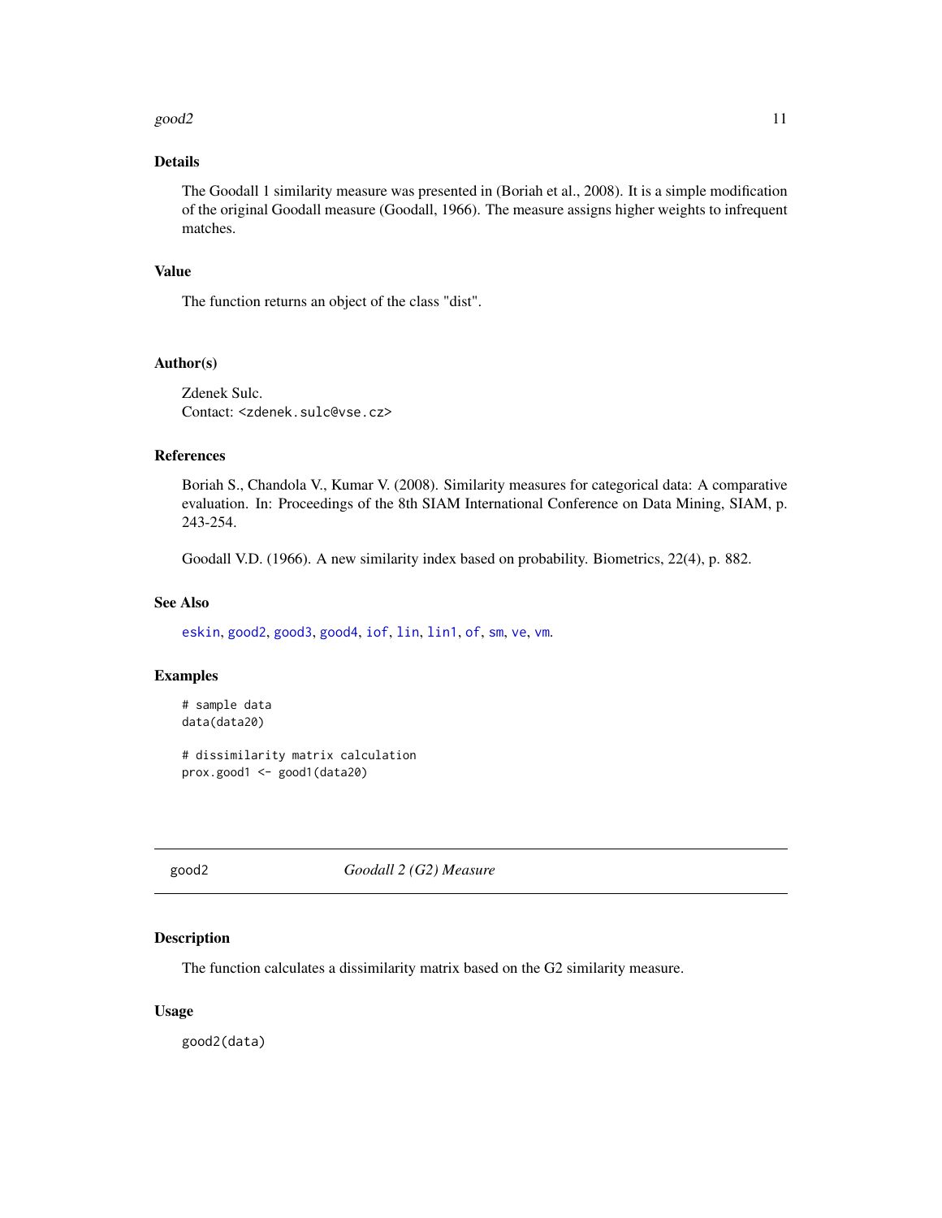## Details

The Goodall 1 similarity measure was presented in (Boriah et al., 2008). It is a simple modification of the original Goodall measure (Goodall, 1966). The measure assigns higher weights to infrequent matches.

## Value

The function returns an object of the class "dist".

## Author(s)

Zdenek Sulc.
Contact: <zdenek.sulc@vse.cz>

## References

Boriah S., Chandola V., Kumar V. (2008). Similarity measures for categorical data: A comparative evaluation. In: Proceedings of the 8th SIAM International Conference on Data Mining, SIAM, p. 243-254.

Goodall V.D. (1966). A new similarity index based on probability. Biometrics, 22(4), p. 882.

## See Also

`eskin`, `good2`, `good3`, `good4`, `iof`, `lin`, `lin1`, `of`, `sm`, `ve`, `vm`.

## Examples

```
# sample data
data(data20)

# dissimilarity matrix calculation
prox.good1 <- good1(data20)
```

---

# good2 — *Goodall 2 (G2) Measure*

## Description

The function calculates a dissimilarity matrix based on the G2 similarity measure.

## Usage

```
good2(data)
```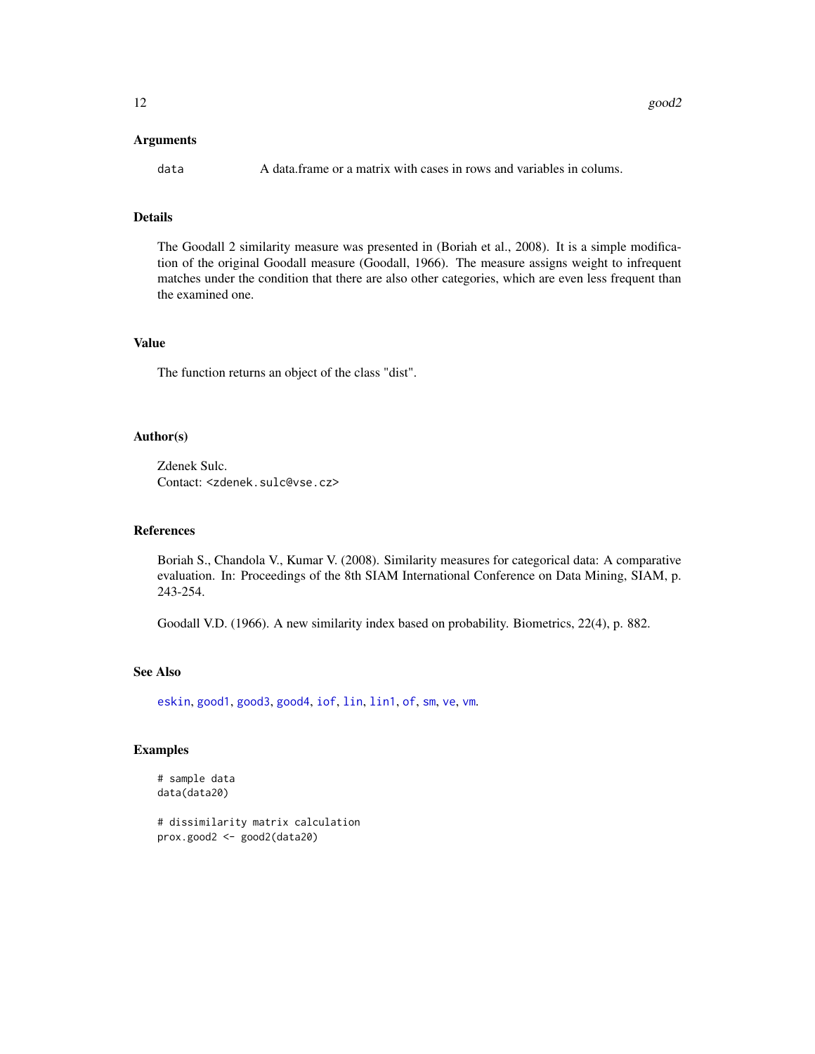## Arguments

| | |
|---|---|
| data | A data.frame or a matrix with cases in rows and variables in colums. |

## Details

The Goodall 2 similarity measure was presented in (Boriah et al., 2008). It is a simple modification of the original Goodall measure (Goodall, 1966). The measure assigns weight to infrequent matches under the condition that there are also other categories, which are even less frequent than the examined one.

## Value

The function returns an object of the class "dist".

## Author(s)

Zdenek Sulc.
Contact: <zdenek.sulc@vse.cz>

## References

Boriah S., Chandola V., Kumar V. (2008). Similarity measures for categorical data: A comparative evaluation. In: Proceedings of the 8th SIAM International Conference on Data Mining, SIAM, p. 243-254.

Goodall V.D. (1966). A new similarity index based on probability. Biometrics, 22(4), p. 882.

## See Also

eskin, good1, good3, good4, iof, lin, lin1, of, sm, ve, vm.

## Examples

```
# sample data
data(data20)

# dissimilarity matrix calculation
prox.good2 <- good2(data20)
```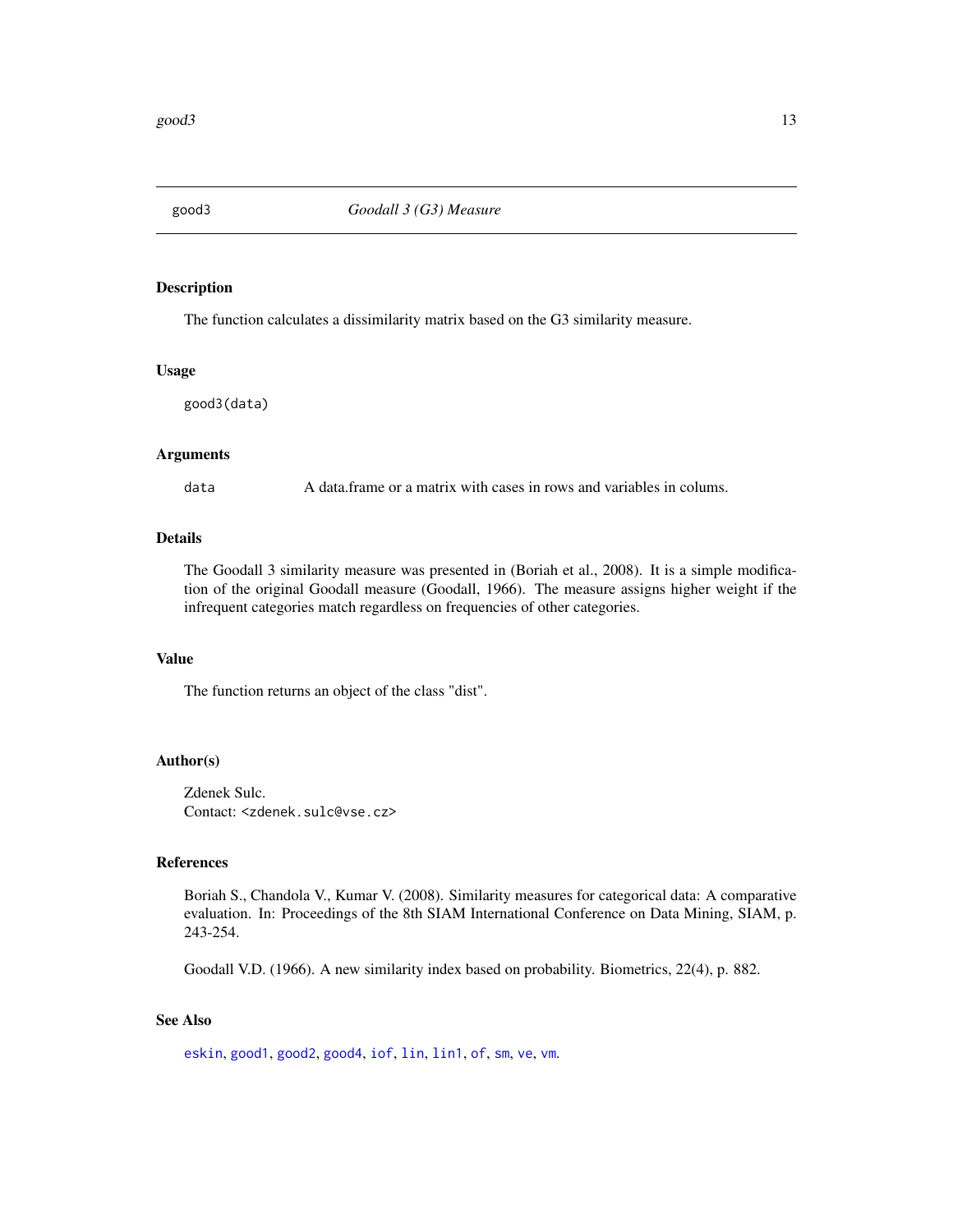# good3 — *Goodall 3 (G3) Measure*

## Description

The function calculates a dissimilarity matrix based on the G3 similarity measure.

## Usage

```
good3(data)
```

## Arguments

| | |
|---|---|
| `data` | A data.frame or a matrix with cases in rows and variables in colums. |

## Details

The Goodall 3 similarity measure was presented in (Boriah et al., 2008). It is a simple modification of the original Goodall measure (Goodall, 1966). The measure assigns higher weight if the infrequent categories match regardless on frequencies of other categories.

## Value

The function returns an object of the class "dist".

## Author(s)

Zdenek Sulc.
Contact: <zdenek.sulc@vse.cz>

## References

Boriah S., Chandola V., Kumar V. (2008). Similarity measures for categorical data: A comparative evaluation. In: Proceedings of the 8th SIAM International Conference on Data Mining, SIAM, p. 243-254.

Goodall V.D. (1966). A new similarity index based on probability. Biometrics, 22(4), p. 882.

## See Also

`eskin`, `good1`, `good2`, `good4`, `iof`, `lin`, `lin1`, `of`, `sm`, `ve`, `vm`.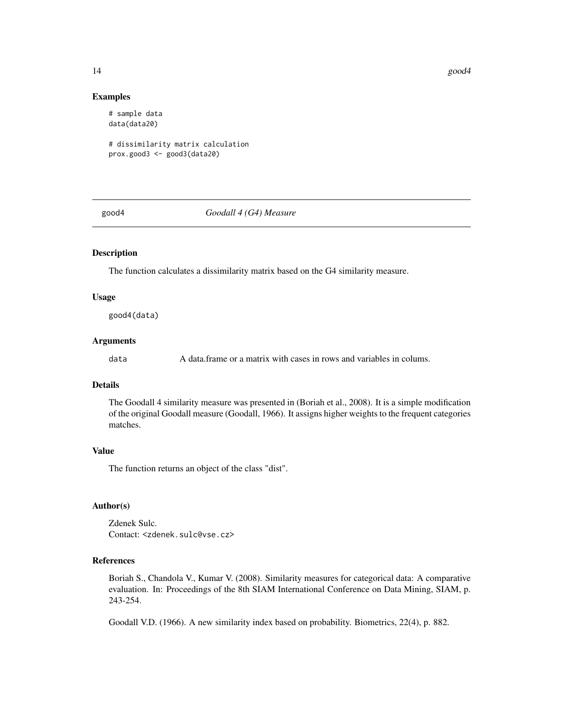## Examples

```
# sample data
data(data20)

# dissimilarity matrix calculation
prox.good3 <- good3(data20)
```

---

# good4 *Goodall 4 (G4) Measure*

---

### Description

The function calculates a dissimilarity matrix based on the G4 similarity measure.

### Usage

```
good4(data)
```

### Arguments

| | |
|---|---|
| `data` | A data.frame or a matrix with cases in rows and variables in colums. |

### Details

The Goodall 4 similarity measure was presented in (Boriah et al., 2008). It is a simple modification of the original Goodall measure (Goodall, 1966). It assigns higher weights to the frequent categories matches.

### Value

The function returns an object of the class "dist".

### Author(s)

Zdenek Sulc.
Contact: `<zdenek.sulc@vse.cz>`

### References

Boriah S., Chandola V., Kumar V. (2008). Similarity measures for categorical data: A comparative evaluation. In: Proceedings of the 8th SIAM International Conference on Data Mining, SIAM, p. 243-254.

Goodall V.D. (1966). A new similarity index based on probability. Biometrics, 22(4), p. 882.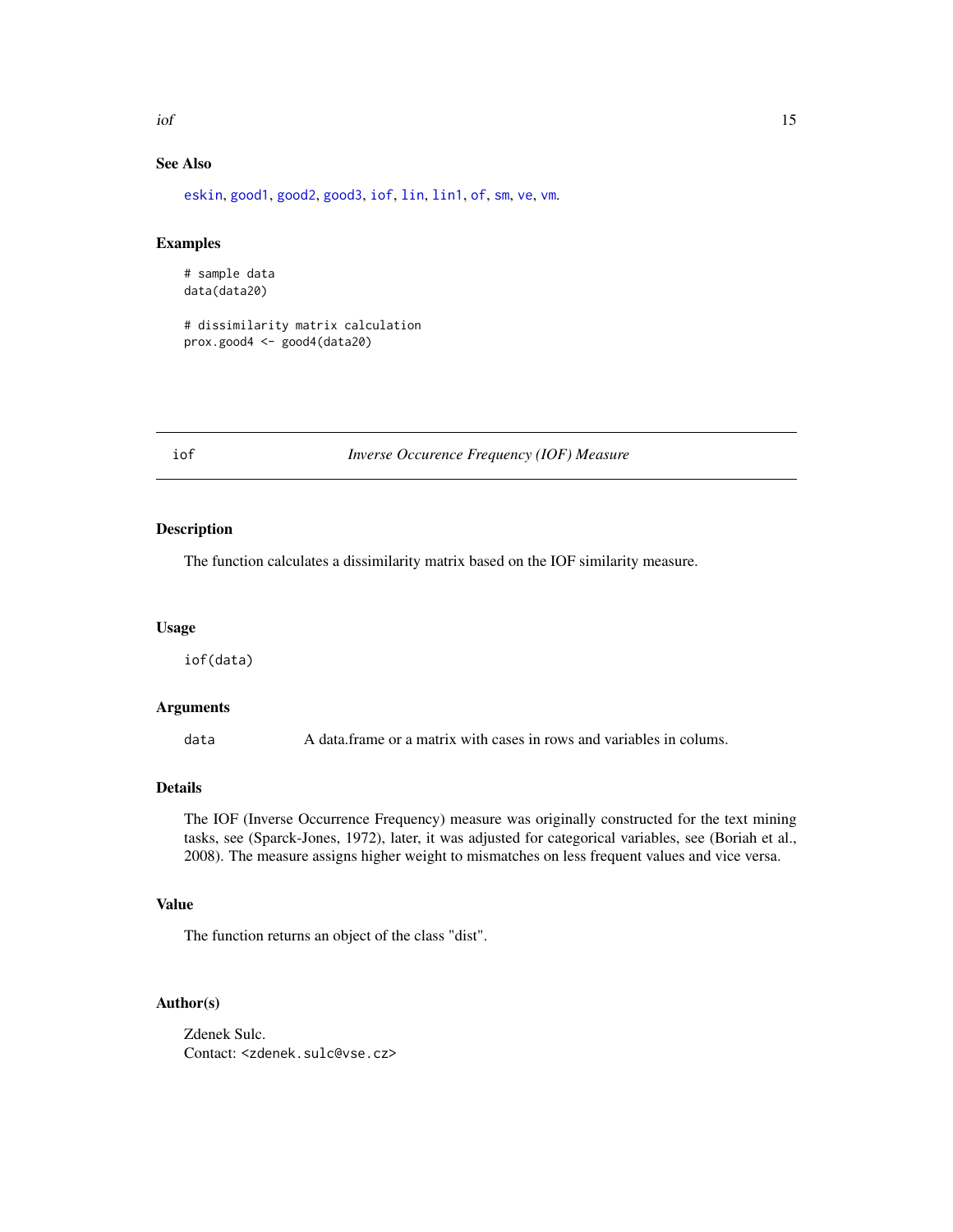### See Also

eskin, good1, good2, good3, iof, lin, lin1, of, sm, ve, vm.

### Examples

```
# sample data
data(data20)

# dissimilarity matrix calculation
prox.good4 <- good4(data20)
```

---

## iof — *Inverse Occurence Frequency (IOF) Measure*

---

### Description

The function calculates a dissimilarity matrix based on the IOF similarity measure.

### Usage

```
iof(data)
```

### Arguments

| | |
|---|---|
| data | A data.frame or a matrix with cases in rows and variables in colums. |

### Details

The IOF (Inverse Occurrence Frequency) measure was originally constructed for the text mining tasks, see (Sparck-Jones, 1972), later, it was adjusted for categorical variables, see (Boriah et al., 2008). The measure assigns higher weight to mismatches on less frequent values and vice versa.

### Value

The function returns an object of the class "dist".

### Author(s)

Zdenek Sulc.
Contact: <zdenek.sulc@vse.cz>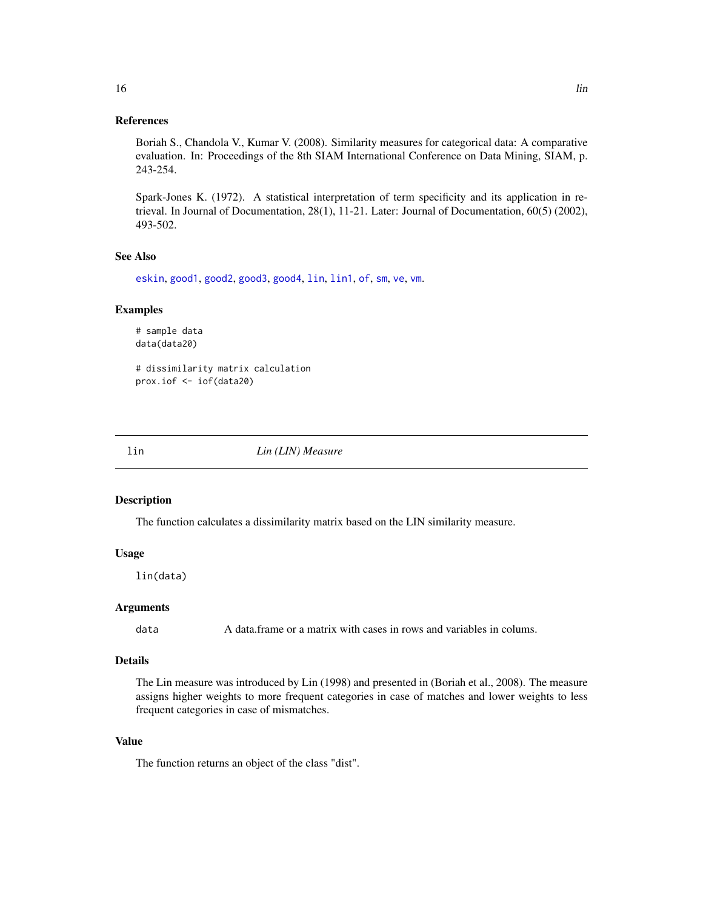### References

Boriah S., Chandola V., Kumar V. (2008). Similarity measures for categorical data: A comparative evaluation. In: Proceedings of the 8th SIAM International Conference on Data Mining, SIAM, p. 243-254.

Spark-Jones K. (1972). A statistical interpretation of term specificity and its application in retrieval. In Journal of Documentation, 28(1), 11-21. Later: Journal of Documentation, 60(5) (2002), 493-502.

### See Also

eskin, good1, good2, good3, good4, lin, lin1, of, sm, ve, vm.

### Examples

```
# sample data
data(data20)

# dissimilarity matrix calculation
prox.iof <- iof(data20)
```

---

## lin *Lin (LIN) Measure*

### Description

The function calculates a dissimilarity matrix based on the LIN similarity measure.

### Usage

```
lin(data)
```

### Arguments

| | |
|---|---|
| data | A data.frame or a matrix with cases in rows and variables in colums. |

### Details

The Lin measure was introduced by Lin (1998) and presented in (Boriah et al., 2008). The measure assigns higher weights to more frequent categories in case of matches and lower weights to less frequent categories in case of mismatches.

### Value

The function returns an object of the class "dist".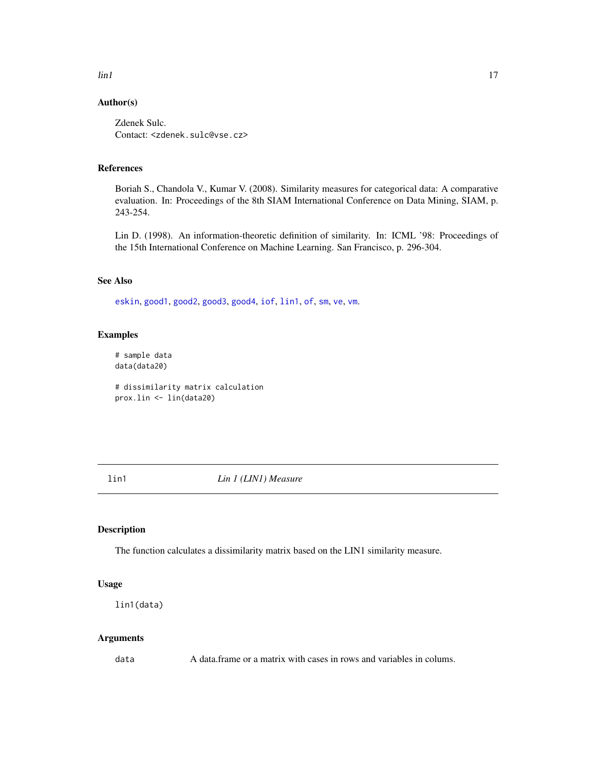### Author(s)

Zdenek Sulc.
Contact: <zdenek.sulc@vse.cz>

### References

Boriah S., Chandola V., Kumar V. (2008). Similarity measures for categorical data: A comparative evaluation. In: Proceedings of the 8th SIAM International Conference on Data Mining, SIAM, p. 243-254.

Lin D. (1998). An information-theoretic definition of similarity. In: ICML '98: Proceedings of the 15th International Conference on Machine Learning. San Francisco, p. 296-304.

### See Also

eskin, good1, good2, good3, good4, iof, lin1, of, sm, ve, vm.

### Examples

```
# sample data
data(data20)

# dissimilarity matrix calculation
prox.lin <- lin(data20)
```

---

## lin1 — *Lin 1 (LIN1) Measure*

---

### Description

The function calculates a dissimilarity matrix based on the LIN1 similarity measure.

### Usage

```
lin1(data)
```

### Arguments

| | |
|---|---|
| data | A data.frame or a matrix with cases in rows and variables in colums. |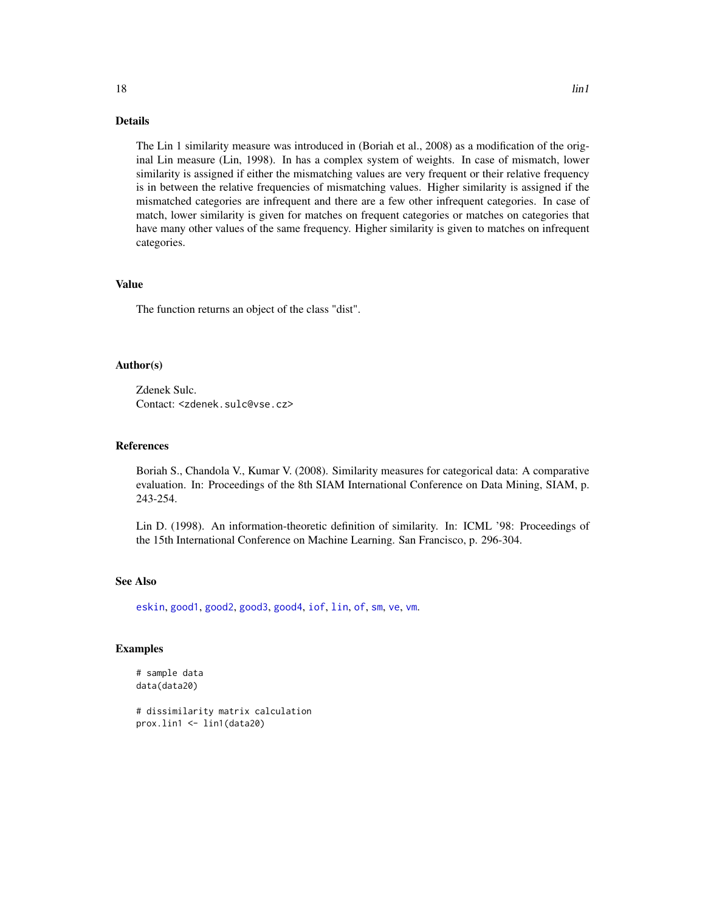## Details

The Lin 1 similarity measure was introduced in (Boriah et al., 2008) as a modification of the original Lin measure (Lin, 1998). In has a complex system of weights. In case of mismatch, lower similarity is assigned if either the mismatching values are very frequent or their relative frequency is in between the relative frequencies of mismatching values. Higher similarity is assigned if the mismatched categories are infrequent and there are a few other infrequent categories. In case of match, lower similarity is given for matches on frequent categories or matches on categories that have many other values of the same frequency. Higher similarity is given to matches on infrequent categories.

## Value

The function returns an object of the class "dist".

## Author(s)

Zdenek Sulc.
Contact: <zdenek.sulc@vse.cz>

## References

Boriah S., Chandola V., Kumar V. (2008). Similarity measures for categorical data: A comparative evaluation. In: Proceedings of the 8th SIAM International Conference on Data Mining, SIAM, p. 243-254.

Lin D. (1998). An information-theoretic definition of similarity. In: ICML '98: Proceedings of the 15th International Conference on Machine Learning. San Francisco, p. 296-304.

## See Also

eskin, good1, good2, good3, good4, iof, lin, of, sm, ve, vm.

## Examples

```
# sample data
data(data20)

# dissimilarity matrix calculation
prox.lin1 <- lin1(data20)
```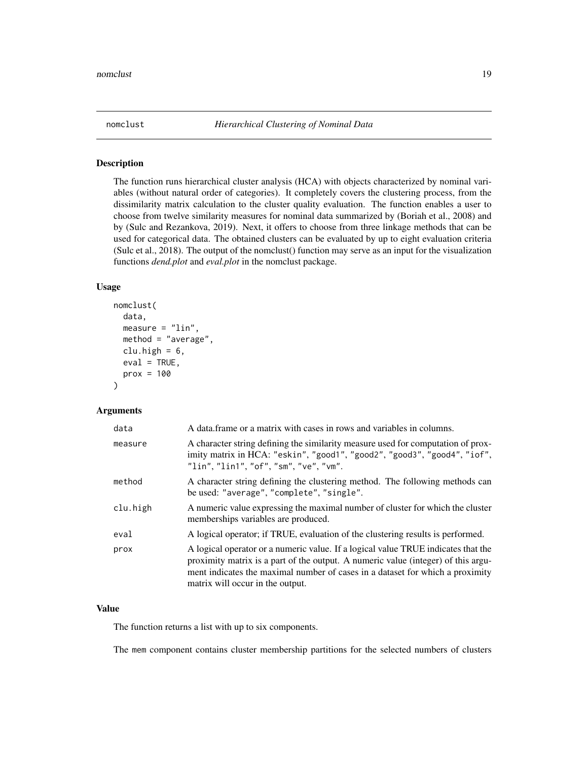# nomclust *Hierarchical Clustering of Nominal Data*

## Description

The function runs hierarchical cluster analysis (HCA) with objects characterized by nominal variables (without natural order of categories). It completely covers the clustering process, from the dissimilarity matrix calculation to the cluster quality evaluation. The function enables a user to choose from twelve similarity measures for nominal data summarized by (Boriah et al., 2008) and by (Sulc and Rezankova, 2019). Next, it offers to choose from three linkage methods that can be used for categorical data. The obtained clusters can be evaluated by up to eight evaluation criteria (Sulc et al., 2018). The output of the nomclust() function may serve as an input for the visualization functions *dend.plot* and *eval.plot* in the nomclust package.

## Usage

```
nomclust(
  data,
  measure = "lin",
  method = "average",
  clu.high = 6,
  eval = TRUE,
  prox = 100
)
```

## Arguments

| | |
|---|---|
| data | A data.frame or a matrix with cases in rows and variables in columns. |
| measure | A character string defining the similarity measure used for computation of proximity matrix in HCA: "eskin", "good1", "good2", "good3", "good4", "iof", "lin", "lin1", "of", "sm", "ve", "vm". |
| method | A character string defining the clustering method. The following methods can be used: "average", "complete", "single". |
| clu.high | A numeric value expressing the maximal number of cluster for which the cluster memberships variables are produced. |
| eval | A logical operator; if TRUE, evaluation of the clustering results is performed. |
| prox | A logical operator or a numeric value. If a logical value TRUE indicates that the proximity matrix is a part of the output. A numeric value (integer) of this argument indicates the maximal number of cases in a dataset for which a proximity matrix will occur in the output. |

## Value

The function returns a list with up to six components.

The mem component contains cluster membership partitions for the selected numbers of clusters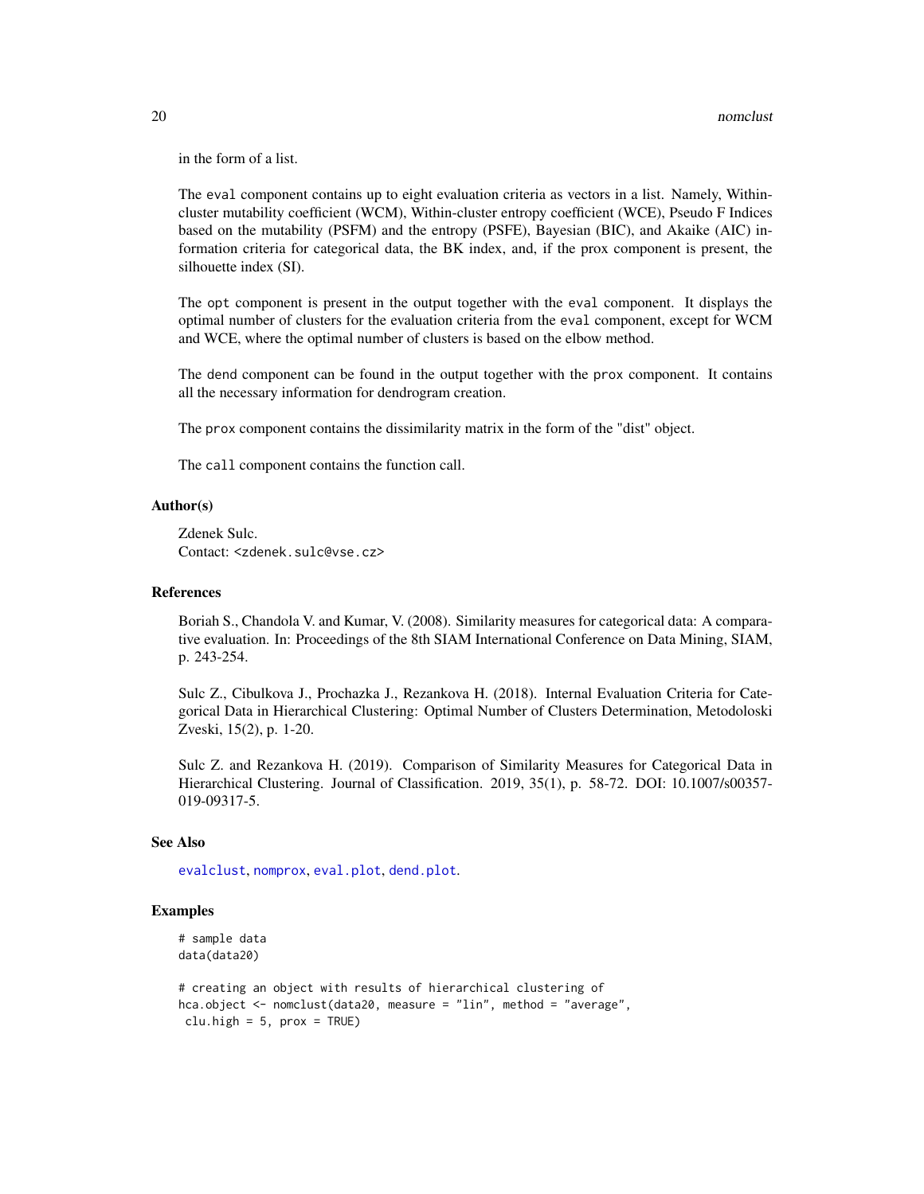in the form of a list.

The `eval` component contains up to eight evaluation criteria as vectors in a list. Namely, Within-cluster mutability coefficient (WCM), Within-cluster entropy coefficient (WCE), Pseudo F Indices based on the mutability (PSFM) and the entropy (PSFE), Bayesian (BIC), and Akaike (AIC) information criteria for categorical data, the BK index, and, if the prox component is present, the silhouette index (SI).

The `opt` component is present in the output together with the `eval` component. It displays the optimal number of clusters for the evaluation criteria from the `eval` component, except for WCM and WCE, where the optimal number of clusters is based on the elbow method.

The `dend` component can be found in the output together with the `prox` component. It contains all the necessary information for dendrogram creation.

The `prox` component contains the dissimilarity matrix in the form of the "dist" object.

The `call` component contains the function call.

### Author(s)

Zdenek Sulc.
Contact: <zdenek.sulc@vse.cz>

### References

Boriah S., Chandola V. and Kumar, V. (2008). Similarity measures for categorical data: A comparative evaluation. In: Proceedings of the 8th SIAM International Conference on Data Mining, SIAM, p. 243-254.

Sulc Z., Cibulkova J., Prochazka J., Rezankova H. (2018). Internal Evaluation Criteria for Categorical Data in Hierarchical Clustering: Optimal Number of Clusters Determination, Metodoloski Zveski, 15(2), p. 1-20.

Sulc Z. and Rezankova H. (2019). Comparison of Similarity Measures for Categorical Data in Hierarchical Clustering. Journal of Classification. 2019, 35(1), p. 58-72. DOI: 10.1007/s00357-019-09317-5.

### See Also

`evalclust`, `nomprox`, `eval.plot`, `dend.plot`.

### Examples

```
# sample data
data(data20)

# creating an object with results of hierarchical clustering of
hca.object <- nomclust(data20, measure = "lin", method = "average",
 clu.high = 5, prox = TRUE)
```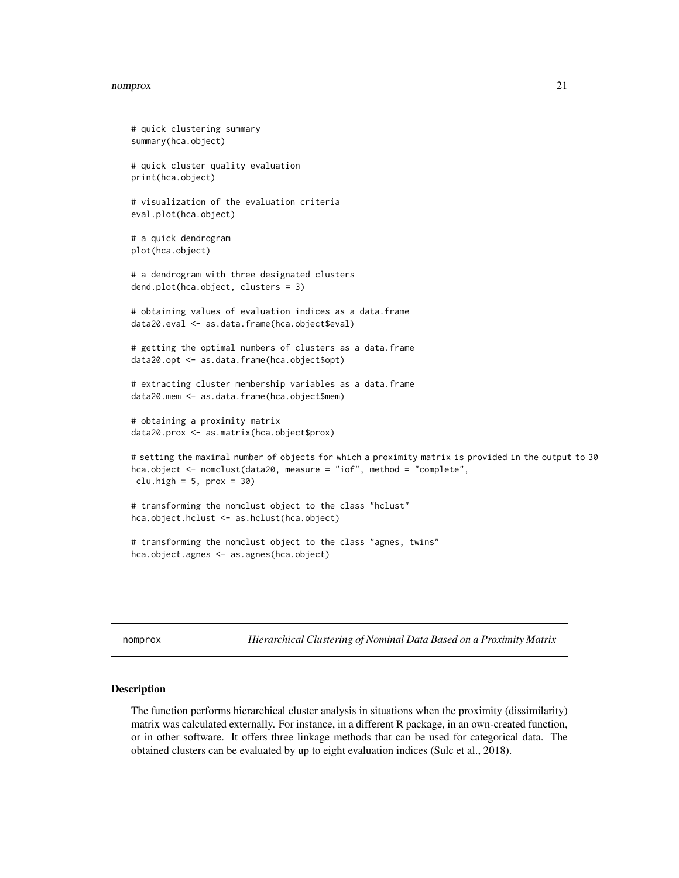```
# quick clustering summary
summary(hca.object)

# quick cluster quality evaluation
print(hca.object)

# visualization of the evaluation criteria
eval.plot(hca.object)

# a quick dendrogram
plot(hca.object)

# a dendrogram with three designated clusters
dend.plot(hca.object, clusters = 3)

# obtaining values of evaluation indices as a data.frame
data20.eval <- as.data.frame(hca.object$eval)

# getting the optimal numbers of clusters as a data.frame
data20.opt <- as.data.frame(hca.object$opt)

# extracting cluster membership variables as a data.frame
data20.mem <- as.data.frame(hca.object$mem)

# obtaining a proximity matrix
data20.prox <- as.matrix(hca.object$prox)

# setting the maximal number of objects for which a proximity matrix is provided in the output to 30
hca.object <- nomclust(data20, measure = "iof", method = "complete",
 clu.high = 5, prox = 30)

# transforming the nomclust object to the class "hclust"
hca.object.hclust <- as.hclust(hca.object)

# transforming the nomclust object to the class "agnes, twins"
hca.object.agnes <- as.agnes(hca.object)
```

## nomprox — *Hierarchical Clustering of Nominal Data Based on a Proximity Matrix*

### Description

The function performs hierarchical cluster analysis in situations when the proximity (dissimilarity) matrix was calculated externally. For instance, in a different R package, in an own-created function, or in other software. It offers three linkage methods that can be used for categorical data. The obtained clusters can be evaluated by up to eight evaluation indices (Sulc et al., 2018).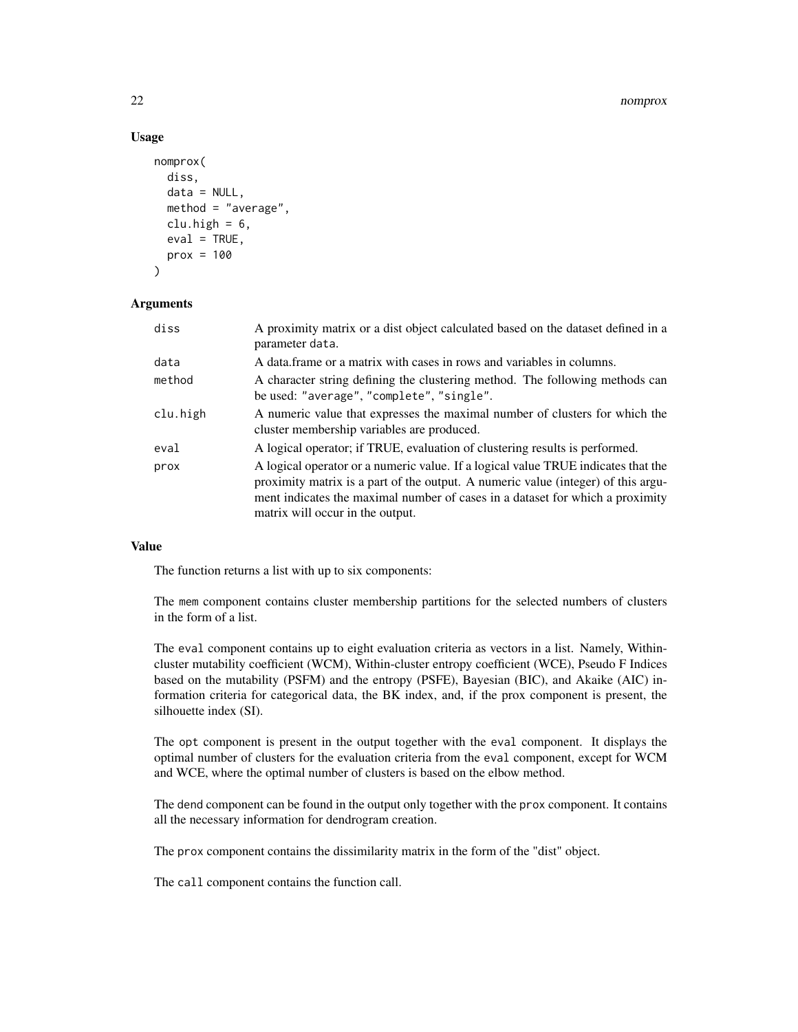## Usage

```
nomprox(
  diss,
  data = NULL,
  method = "average",
  clu.high = 6,
  eval = TRUE,
  prox = 100
)
```

## Arguments

| | |
|---|---|
| `diss` | A proximity matrix or a dist object calculated based on the dataset defined in a parameter `data`. |
| `data` | A data.frame or a matrix with cases in rows and variables in columns. |
| `method` | A character string defining the clustering method. The following methods can be used: `"average"`, `"complete"`, `"single"`. |
| `clu.high` | A numeric value that expresses the maximal number of clusters for which the cluster membership variables are produced. |
| `eval` | A logical operator; if TRUE, evaluation of clustering results is performed. |
| `prox` | A logical operator or a numeric value. If a logical value TRUE indicates that the proximity matrix is a part of the output. A numeric value (integer) of this argument indicates the maximal number of cases in a dataset for which a proximity matrix will occur in the output. |

## Value

The function returns a list with up to six components:

The `mem` component contains cluster membership partitions for the selected numbers of clusters in the form of a list.

The `eval` component contains up to eight evaluation criteria as vectors in a list. Namely, Within-cluster mutability coefficient (WCM), Within-cluster entropy coefficient (WCE), Pseudo F Indices based on the mutability (PSFM) and the entropy (PSFE), Bayesian (BIC), and Akaike (AIC) information criteria for categorical data, the BK index, and, if the prox component is present, the silhouette index (SI).

The `opt` component is present in the output together with the `eval` component. It displays the optimal number of clusters for the evaluation criteria from the `eval` component, except for WCM and WCE, where the optimal number of clusters is based on the elbow method.

The `dend` component can be found in the output only together with the `prox` component. It contains all the necessary information for dendrogram creation.

The `prox` component contains the dissimilarity matrix in the form of the "dist" object.

The `call` component contains the function call.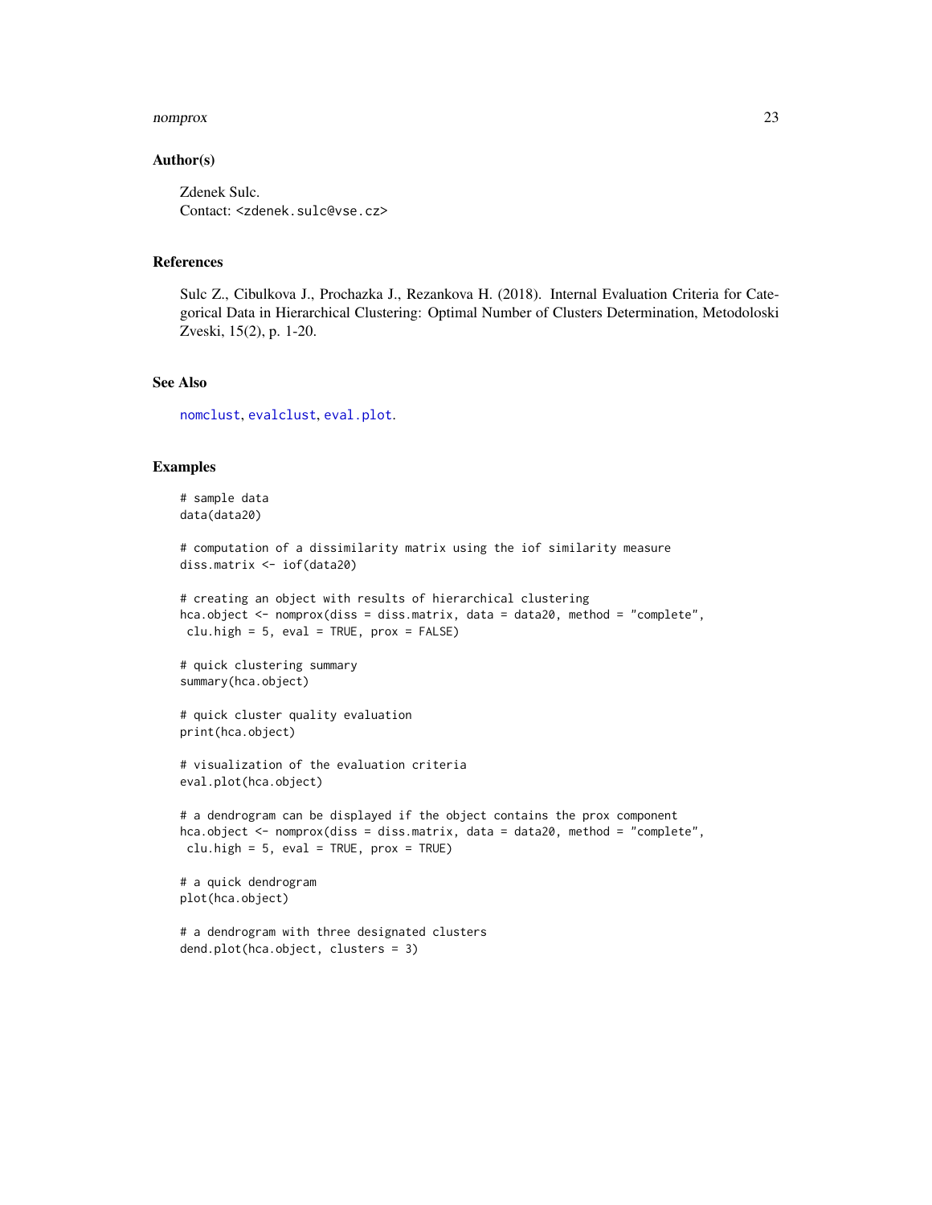## Author(s)

Zdenek Sulc.
Contact: <zdenek.sulc@vse.cz>

## References

Sulc Z., Cibulkova J., Prochazka J., Rezankova H. (2018). Internal Evaluation Criteria for Categorical Data in Hierarchical Clustering: Optimal Number of Clusters Determination, Metodoloski Zveski, 15(2), p. 1-20.

## See Also

nomclust, evalclust, eval.plot.

## Examples

```
# sample data
data(data20)

# computation of a dissimilarity matrix using the iof similarity measure
diss.matrix <- iof(data20)

# creating an object with results of hierarchical clustering
hca.object <- nomprox(diss = diss.matrix, data = data20, method = "complete",
 clu.high = 5, eval = TRUE, prox = FALSE)

# quick clustering summary
summary(hca.object)

# quick cluster quality evaluation
print(hca.object)

# visualization of the evaluation criteria
eval.plot(hca.object)

# a dendrogram can be displayed if the object contains the prox component
hca.object <- nomprox(diss = diss.matrix, data = data20, method = "complete",
 clu.high = 5, eval = TRUE, prox = TRUE)

# a quick dendrogram
plot(hca.object)

# a dendrogram with three designated clusters
dend.plot(hca.object, clusters = 3)
```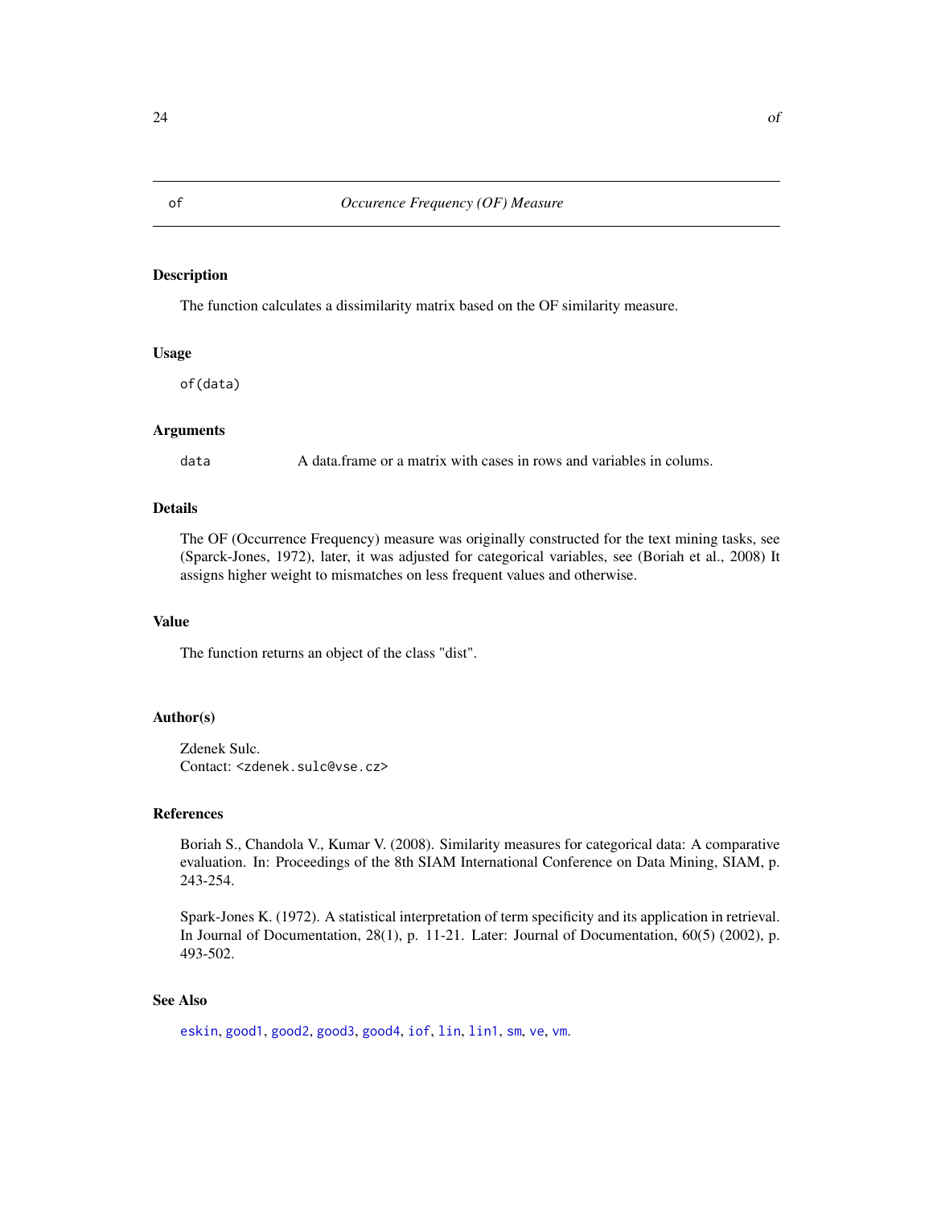# of — Occurence Frequency (OF) Measure

## Description

The function calculates a dissimilarity matrix based on the OF similarity measure.

## Usage

```
of(data)
```

## Arguments

| | |
|---|---|
| `data` | A data.frame or a matrix with cases in rows and variables in colums. |

## Details

The OF (Occurrence Frequency) measure was originally constructed for the text mining tasks, see (Sparck-Jones, 1972), later, it was adjusted for categorical variables, see (Boriah et al., 2008) It assigns higher weight to mismatches on less frequent values and otherwise.

## Value

The function returns an object of the class "dist".

## Author(s)

Zdenek Sulc.
Contact: <zdenek.sulc@vse.cz>

## References

Boriah S., Chandola V., Kumar V. (2008). Similarity measures for categorical data: A comparative evaluation. In: Proceedings of the 8th SIAM International Conference on Data Mining, SIAM, p. 243-254.

Spark-Jones K. (1972). A statistical interpretation of term specificity and its application in retrieval. In Journal of Documentation, 28(1), p. 11-21. Later: Journal of Documentation, 60(5) (2002), p. 493-502.

## See Also

`eskin`, `good1`, `good2`, `good3`, `good4`, `iof`, `lin`, `lin1`, `sm`, `ve`, `vm`.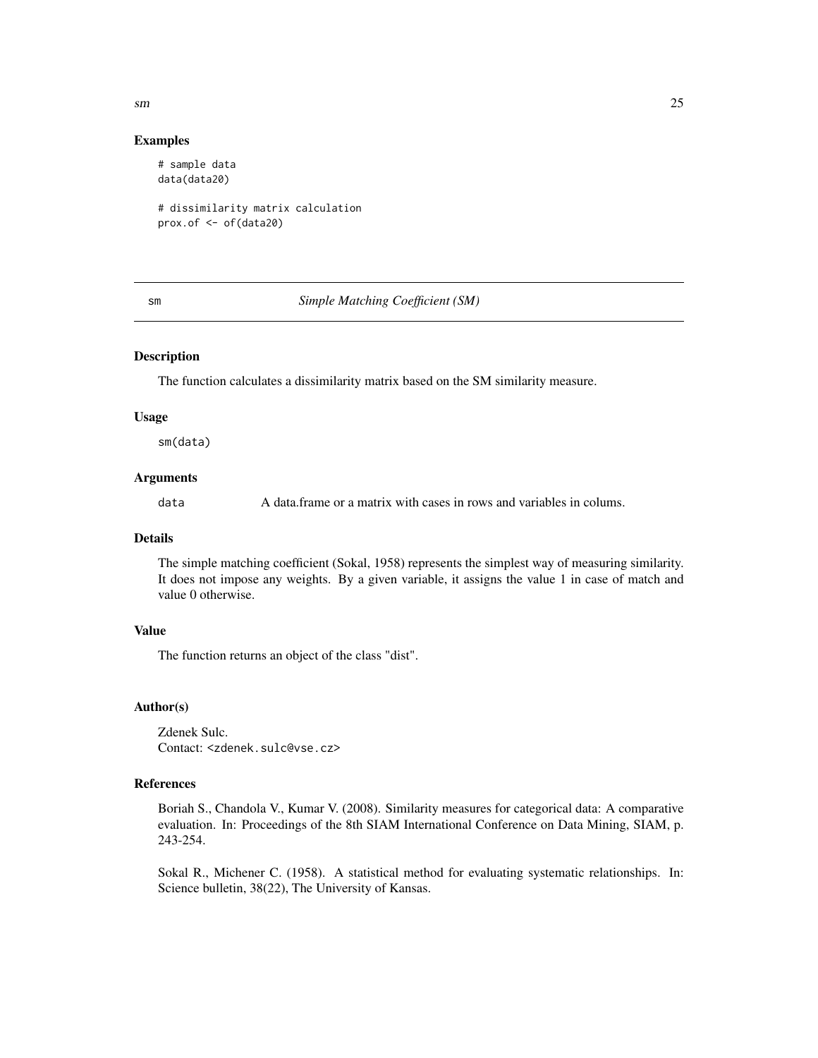## Examples

```
# sample data
data(data20)

# dissimilarity matrix calculation
prox.of <- of(data20)
```

---

# sm — *Simple Matching Coefficient (SM)*

---

### Description

The function calculates a dissimilarity matrix based on the SM similarity measure.

### Usage

```
sm(data)
```

### Arguments

| | |
|---|---|
| data | A data.frame or a matrix with cases in rows and variables in colums. |

### Details

The simple matching coefficient (Sokal, 1958) represents the simplest way of measuring similarity. It does not impose any weights. By a given variable, it assigns the value 1 in case of match and value 0 otherwise.

### Value

The function returns an object of the class "dist".

### Author(s)

Zdenek Sulc.
Contact: <zdenek.sulc@vse.cz>

### References

Boriah S., Chandola V., Kumar V. (2008). Similarity measures for categorical data: A comparative evaluation. In: Proceedings of the 8th SIAM International Conference on Data Mining, SIAM, p. 243-254.

Sokal R., Michener C. (1958). A statistical method for evaluating systematic relationships. In: Science bulletin, 38(22), The University of Kansas.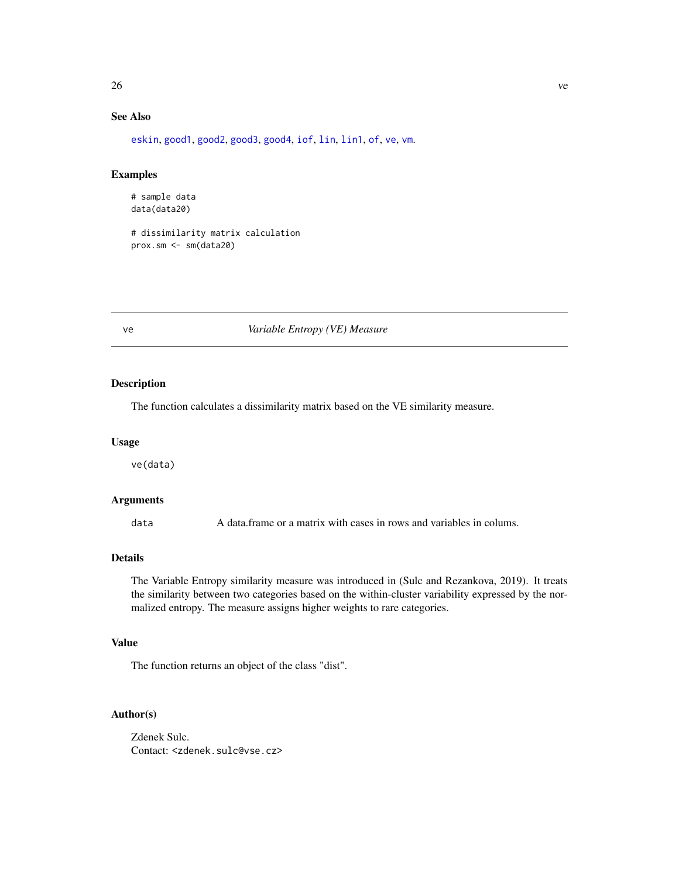## See Also

eskin, good1, good2, good3, good4, iof, lin, lin1, of, ve, vm.

## Examples

```
# sample data
data(data20)

# dissimilarity matrix calculation
prox.sm <- sm(data20)
```

---

# ve *Variable Entropy (VE) Measure*

---

## Description

The function calculates a dissimilarity matrix based on the VE similarity measure.

## Usage

```
ve(data)
```

## Arguments

| | |
|---|---|
| data | A data.frame or a matrix with cases in rows and variables in colums. |

## Details

The Variable Entropy similarity measure was introduced in (Sulc and Rezankova, 2019). It treats the similarity between two categories based on the within-cluster variability expressed by the normalized entropy. The measure assigns higher weights to rare categories.

## Value

The function returns an object of the class "dist".

## Author(s)

Zdenek Sulc.
Contact: <zdenek.sulc@vse.cz>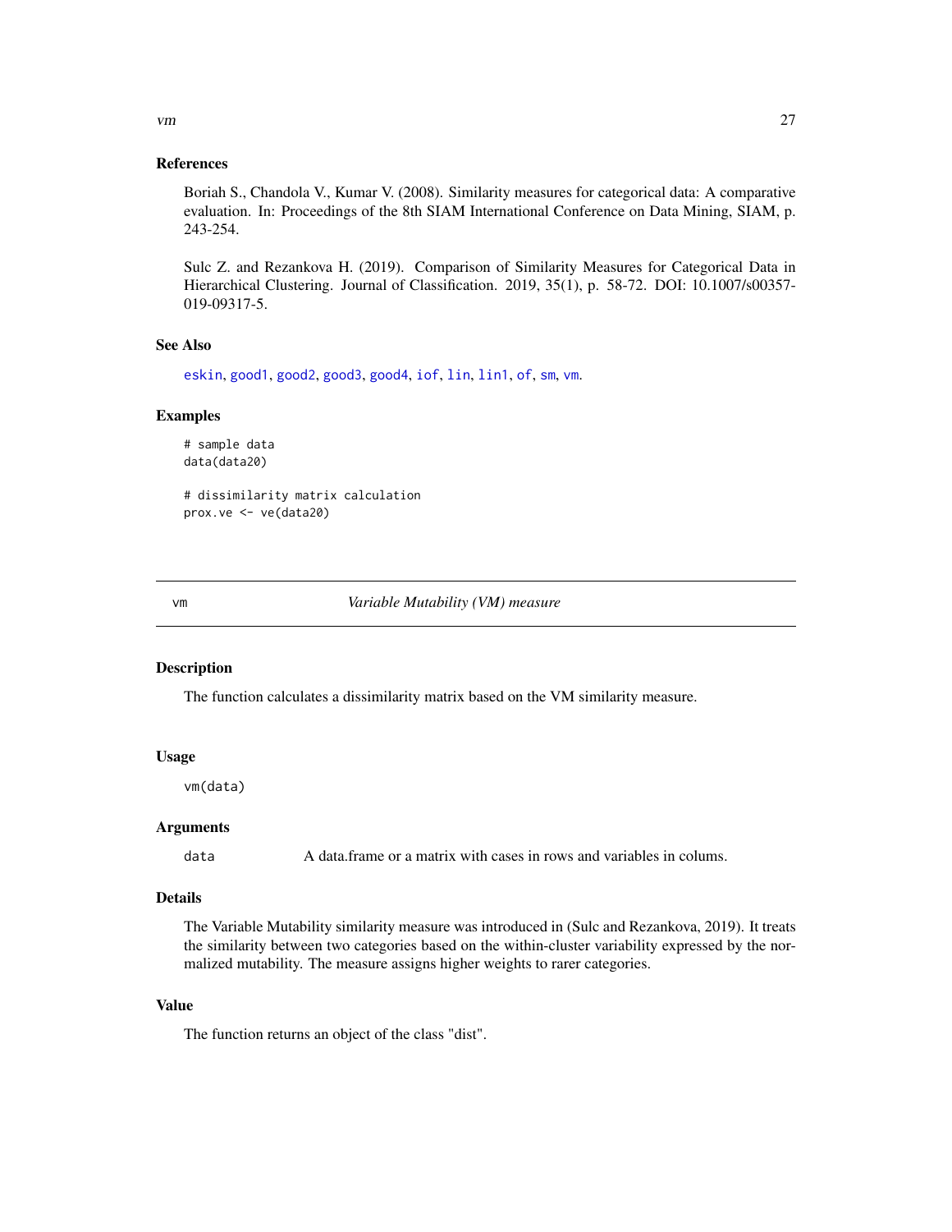### References

Boriah S., Chandola V., Kumar V. (2008). Similarity measures for categorical data: A comparative evaluation. In: Proceedings of the 8th SIAM International Conference on Data Mining, SIAM, p. 243-254.

Sulc Z. and Rezankova H. (2019). Comparison of Similarity Measures for Categorical Data in Hierarchical Clustering. Journal of Classification. 2019, 35(1), p. 58-72. DOI: 10.1007/s00357-019-09317-5.

### See Also

eskin, good1, good2, good3, good4, iof, lin, lin1, of, sm, vm.

### Examples

```
# sample data
data(data20)

# dissimilarity matrix calculation
prox.ve <- ve(data20)
```

---

## vm — *Variable Mutability (VM) measure*

### Description

The function calculates a dissimilarity matrix based on the VM similarity measure.

### Usage

```
vm(data)
```

### Arguments

| | |
|---|---|
| data | A data.frame or a matrix with cases in rows and variables in colums. |

### Details

The Variable Mutability similarity measure was introduced in (Sulc and Rezankova, 2019). It treats the similarity between two categories based on the within-cluster variability expressed by the normalized mutability. The measure assigns higher weights to rarer categories.

### Value

The function returns an object of the class "dist".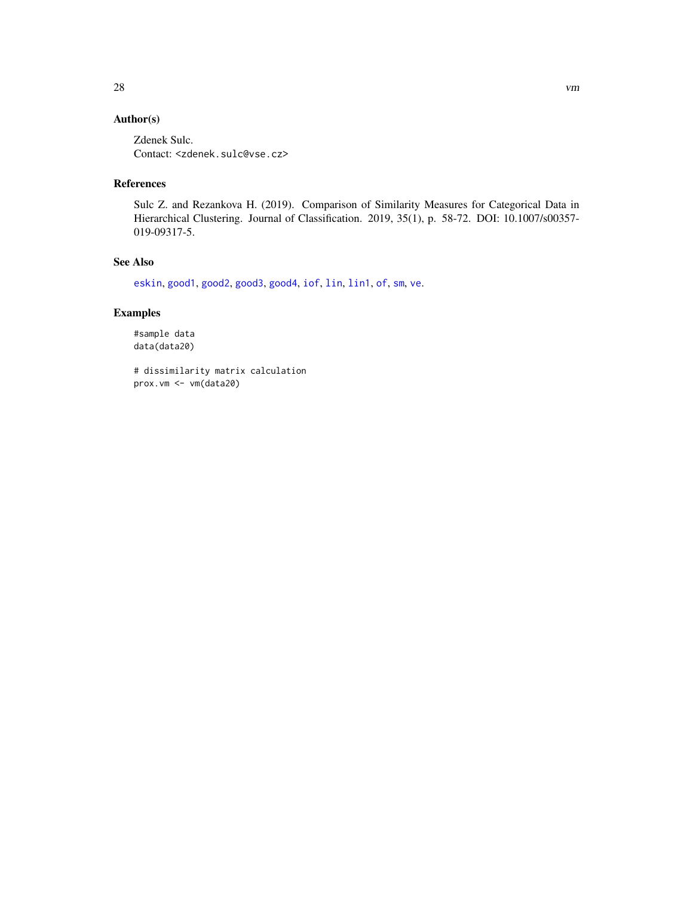## Author(s)

Zdenek Sulc.
Contact: <zdenek.sulc@vse.cz>

## References

Sulc Z. and Rezankova H. (2019). Comparison of Similarity Measures for Categorical Data in Hierarchical Clustering. Journal of Classification. 2019, 35(1), p. 58-72. DOI: 10.1007/s00357-019-09317-5.

## See Also

eskin, good1, good2, good3, good4, iof, lin, lin1, of, sm, ve.

## Examples

```
#sample data
data(data20)

# dissimilarity matrix calculation
prox.vm <- vm(data20)
```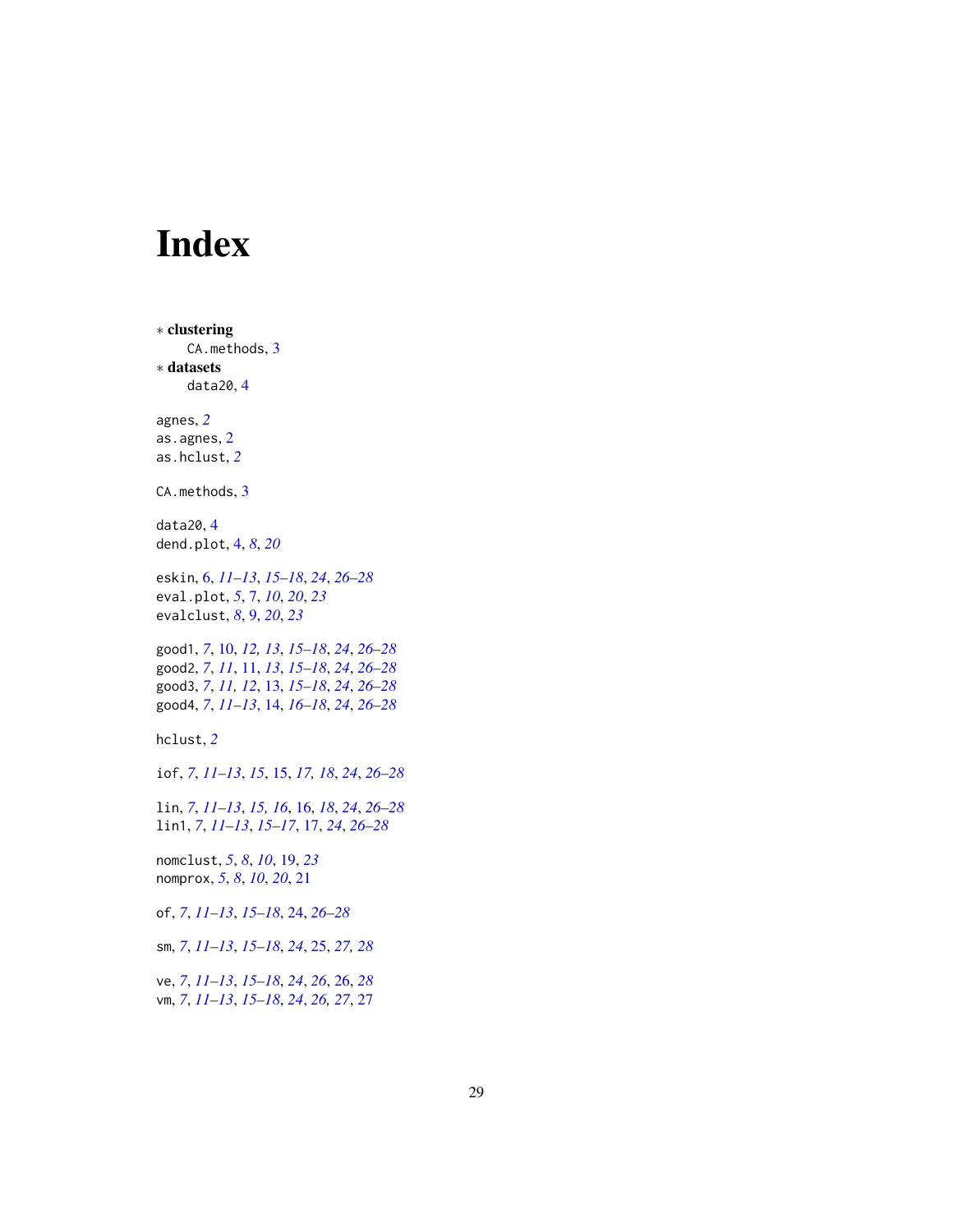# Index

∗ **clustering**
    CA.methods, 3

∗ **datasets**
    data20, 4

agnes, *2*
as.agnes, 2
as.hclust, *2*

CA.methods, 3

data20, 4
dend.plot, 4, *8*, *20*

eskin, 6, *11–13*, *15–18*, *24*, *26–28*
eval.plot, *5*, 7, *10*, *20*, *23*
evalclust, *8*, 9, *20*, *23*

good1, *7*, 10, *12, 13*, *15–18*, *24*, *26–28*
good2, *7*, *11*, 11, *13*, *15–18*, *24*, *26–28*
good3, *7*, *11, 12*, 13, *15–18*, *24*, *26–28*
good4, *7*, *11–13*, 14, *16–18*, *24*, *26–28*

hclust, *2*

iof, *7*, *11–13*, *15*, 15, *17, 18*, *24*, *26–28*

lin, *7*, *11–13*, *15, 16*, 16, *18*, *24*, *26–28*
lin1, *7*, *11–13*, *15–17*, 17, *24*, *26–28*

nomclust, *5*, *8*, *10*, 19, *23*
nomprox, *5*, *8*, *10*, *20*, 21

of, *7*, *11–13*, *15–18*, 24, *26–28*

sm, *7*, *11–13*, *15–18*, *24*, 25, *27, 28*

ve, *7*, *11–13*, *15–18*, *24*, *26*, 26, *28*
vm, *7*, *11–13*, *15–18*, *24*, *26, 27*, 27